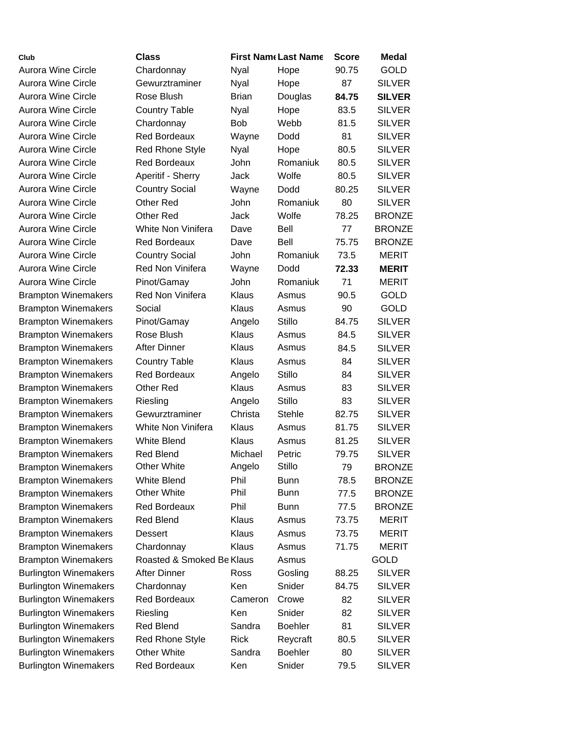| Club | Class | First Name | Last Name | Score | Medal |
|---|---|---|---|---|---|
| Aurora Wine Circle | Chardonnay | Nyal | Hope | 90.75 | GOLD |
| Aurora Wine Circle | Gewurztraminer | Nyal | Hope | 87 | SILVER |
| Aurora Wine Circle | Rose Blush | Brian | Douglas | **84.75** | **SILVER** |
| Aurora Wine Circle | Country Table | Nyal | Hope | 83.5 | SILVER |
| Aurora Wine Circle | Chardonnay | Bob | Webb | 81.5 | SILVER |
| Aurora Wine Circle | Red Bordeaux | Wayne | Dodd | 81 | SILVER |
| Aurora Wine Circle | Red Rhone Style | Nyal | Hope | 80.5 | SILVER |
| Aurora Wine Circle | Red Bordeaux | John | Romaniuk | 80.5 | SILVER |
| Aurora Wine Circle | Aperitif - Sherry | Jack | Wolfe | 80.5 | SILVER |
| Aurora Wine Circle | Country Social | Wayne | Dodd | 80.25 | SILVER |
| Aurora Wine Circle | Other Red | John | Romaniuk | 80 | SILVER |
| Aurora Wine Circle | Other Red | Jack | Wolfe | 78.25 | BRONZE |
| Aurora Wine Circle | White Non Vinifera | Dave | Bell | 77 | BRONZE |
| Aurora Wine Circle | Red Bordeaux | Dave | Bell | 75.75 | BRONZE |
| Aurora Wine Circle | Country Social | John | Romaniuk | 73.5 | MERIT |
| Aurora Wine Circle | Red Non Vinifera | Wayne | Dodd | **72.33** | **MERIT** |
| Aurora Wine Circle | Pinot/Gamay | John | Romaniuk | 71 | MERIT |
| Brampton Winemakers | Red Non Vinifera | Klaus | Asmus | 90.5 | GOLD |
| Brampton Winemakers | Social | Klaus | Asmus | 90 | GOLD |
| Brampton Winemakers | Pinot/Gamay | Angelo | Stillo | 84.75 | SILVER |
| Brampton Winemakers | Rose Blush | Klaus | Asmus | 84.5 | SILVER |
| Brampton Winemakers | After Dinner | Klaus | Asmus | 84.5 | SILVER |
| Brampton Winemakers | Country Table | Klaus | Asmus | 84 | SILVER |
| Brampton Winemakers | Red Bordeaux | Angelo | Stillo | 84 | SILVER |
| Brampton Winemakers | Other Red | Klaus | Asmus | 83 | SILVER |
| Brampton Winemakers | Riesling | Angelo | Stillo | 83 | SILVER |
| Brampton Winemakers | Gewurztraminer | Christa | Stehle | 82.75 | SILVER |
| Brampton Winemakers | White Non Vinifera | Klaus | Asmus | 81.75 | SILVER |
| Brampton Winemakers | White Blend | Klaus | Asmus | 81.25 | SILVER |
| Brampton Winemakers | Red Blend | Michael | Petric | 79.75 | SILVER |
| Brampton Winemakers | Other White | Angelo | Stillo | 79 | BRONZE |
| Brampton Winemakers | White Blend | Phil | Bunn | 78.5 | BRONZE |
| Brampton Winemakers | Other White | Phil | Bunn | 77.5 | BRONZE |
| Brampton Winemakers | Red Bordeaux | Phil | Bunn | 77.5 | BRONZE |
| Brampton Winemakers | Red Blend | Klaus | Asmus | 73.75 | MERIT |
| Brampton Winemakers | Dessert | Klaus | Asmus | 73.75 | MERIT |
| Brampton Winemakers | Chardonnay | Klaus | Asmus | 71.75 | MERIT |
| Brampton Winemakers | Roasted & Smoked Be | Klaus | Asmus | | GOLD |
| Burlington Winemakers | After Dinner | Ross | Gosling | 88.25 | SILVER |
| Burlington Winemakers | Chardonnay | Ken | Snider | 84.75 | SILVER |
| Burlington Winemakers | Red Bordeaux | Cameron | Crowe | 82 | SILVER |
| Burlington Winemakers | Riesling | Ken | Snider | 82 | SILVER |
| Burlington Winemakers | Red Blend | Sandra | Boehler | 81 | SILVER |
| Burlington Winemakers | Red Rhone Style | Rick | Reycraft | 80.5 | SILVER |
| Burlington Winemakers | Other White | Sandra | Boehler | 80 | SILVER |
| Burlington Winemakers | Red Bordeaux | Ken | Snider | 79.5 | SILVER |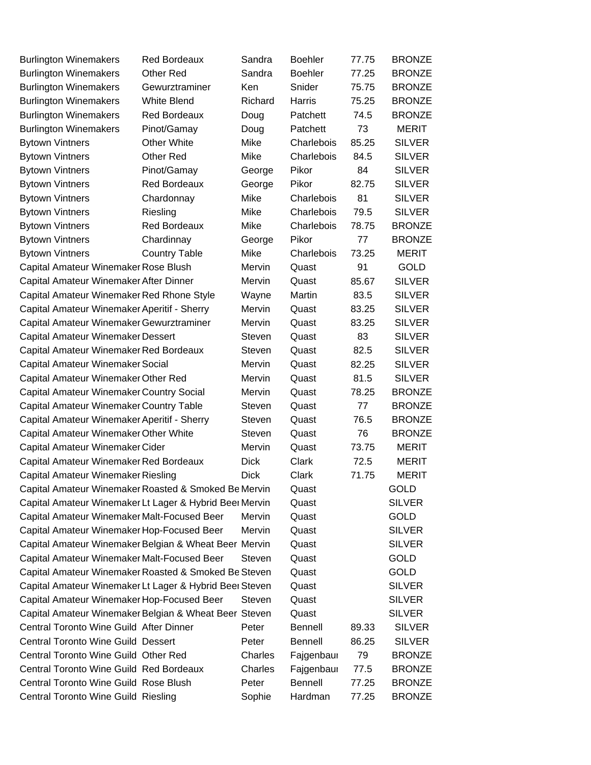| | | | | | |
|---|---|---|---|---|---|
| Burlington Winemakers | Red Bordeaux | Sandra | Boehler | 77.75 | BRONZE |
| Burlington Winemakers | Other Red | Sandra | Boehler | 77.25 | BRONZE |
| Burlington Winemakers | Gewurztraminer | Ken | Snider | 75.75 | BRONZE |
| Burlington Winemakers | White Blend | Richard | Harris | 75.25 | BRONZE |
| Burlington Winemakers | Red Bordeaux | Doug | Patchett | 74.5 | BRONZE |
| Burlington Winemakers | Pinot/Gamay | Doug | Patchett | 73 | MERIT |
| Bytown Vintners | Other White | Mike | Charlebois | 85.25 | SILVER |
| Bytown Vintners | Other Red | Mike | Charlebois | 84.5 | SILVER |
| Bytown Vintners | Pinot/Gamay | George | Pikor | 84 | SILVER |
| Bytown Vintners | Red Bordeaux | George | Pikor | 82.75 | SILVER |
| Bytown Vintners | Chardonnay | Mike | Charlebois | 81 | SILVER |
| Bytown Vintners | Riesling | Mike | Charlebois | 79.5 | SILVER |
| Bytown Vintners | Red Bordeaux | Mike | Charlebois | 78.75 | BRONZE |
| Bytown Vintners | Chardinnay | George | Pikor | 77 | BRONZE |
| Bytown Vintners | Country Table | Mike | Charlebois | 73.25 | MERIT |
| Capital Amateur Winemaker | Rose Blush | Mervin | Quast | 91 | GOLD |
| Capital Amateur Winemaker | After Dinner | Mervin | Quast | 85.67 | SILVER |
| Capital Amateur Winemaker | Red Rhone Style | Wayne | Martin | 83.5 | SILVER |
| Capital Amateur Winemaker | Aperitif - Sherry | Mervin | Quast | 83.25 | SILVER |
| Capital Amateur Winemaker | Gewurztraminer | Mervin | Quast | 83.25 | SILVER |
| Capital Amateur Winemaker | Dessert | Steven | Quast | 83 | SILVER |
| Capital Amateur Winemaker | Red Bordeaux | Steven | Quast | 82.5 | SILVER |
| Capital Amateur Winemaker | Social | Mervin | Quast | 82.25 | SILVER |
| Capital Amateur Winemaker | Other Red | Mervin | Quast | 81.5 | SILVER |
| Capital Amateur Winemaker | Country Social | Mervin | Quast | 78.25 | BRONZE |
| Capital Amateur Winemaker | Country Table | Steven | Quast | 77 | BRONZE |
| Capital Amateur Winemaker | Aperitif - Sherry | Steven | Quast | 76.5 | BRONZE |
| Capital Amateur Winemaker | Other White | Steven | Quast | 76 | BRONZE |
| Capital Amateur Winemaker | Cider | Mervin | Quast | 73.75 | MERIT |
| Capital Amateur Winemaker | Red Bordeaux | Dick | Clark | 72.5 | MERIT |
| Capital Amateur Winemaker | Riesling | Dick | Clark | 71.75 | MERIT |
| Capital Amateur Winemaker | Roasted & Smoked Be | Mervin | Quast | | GOLD |
| Capital Amateur Winemaker | Lt Lager & Hybrid Beer | Mervin | Quast | | SILVER |
| Capital Amateur Winemaker | Malt-Focused Beer | Mervin | Quast | | GOLD |
| Capital Amateur Winemaker | Hop-Focused Beer | Mervin | Quast | | SILVER |
| Capital Amateur Winemaker | Belgian & Wheat Beer | Mervin | Quast | | SILVER |
| Capital Amateur Winemaker | Malt-Focused Beer | Steven | Quast | | GOLD |
| Capital Amateur Winemaker | Roasted & Smoked Be | Steven | Quast | | GOLD |
| Capital Amateur Winemaker | Lt Lager & Hybrid Beer | Steven | Quast | | SILVER |
| Capital Amateur Winemaker | Hop-Focused Beer | Steven | Quast | | SILVER |
| Capital Amateur Winemaker | Belgian & Wheat Beer | Steven | Quast | | SILVER |
| Central Toronto Wine Guild | After Dinner | Peter | Bennell | 89.33 | SILVER |
| Central Toronto Wine Guild | Dessert | Peter | Bennell | 86.25 | SILVER |
| Central Toronto Wine Guild | Other Red | Charles | Fajgenbaum | 79 | BRONZE |
| Central Toronto Wine Guild | Red Bordeaux | Charles | Fajgenbaum | 77.5 | BRONZE |
| Central Toronto Wine Guild | Rose Blush | Peter | Bennell | 77.25 | BRONZE |
| Central Toronto Wine Guild | Riesling | Sophie | Hardman | 77.25 | BRONZE |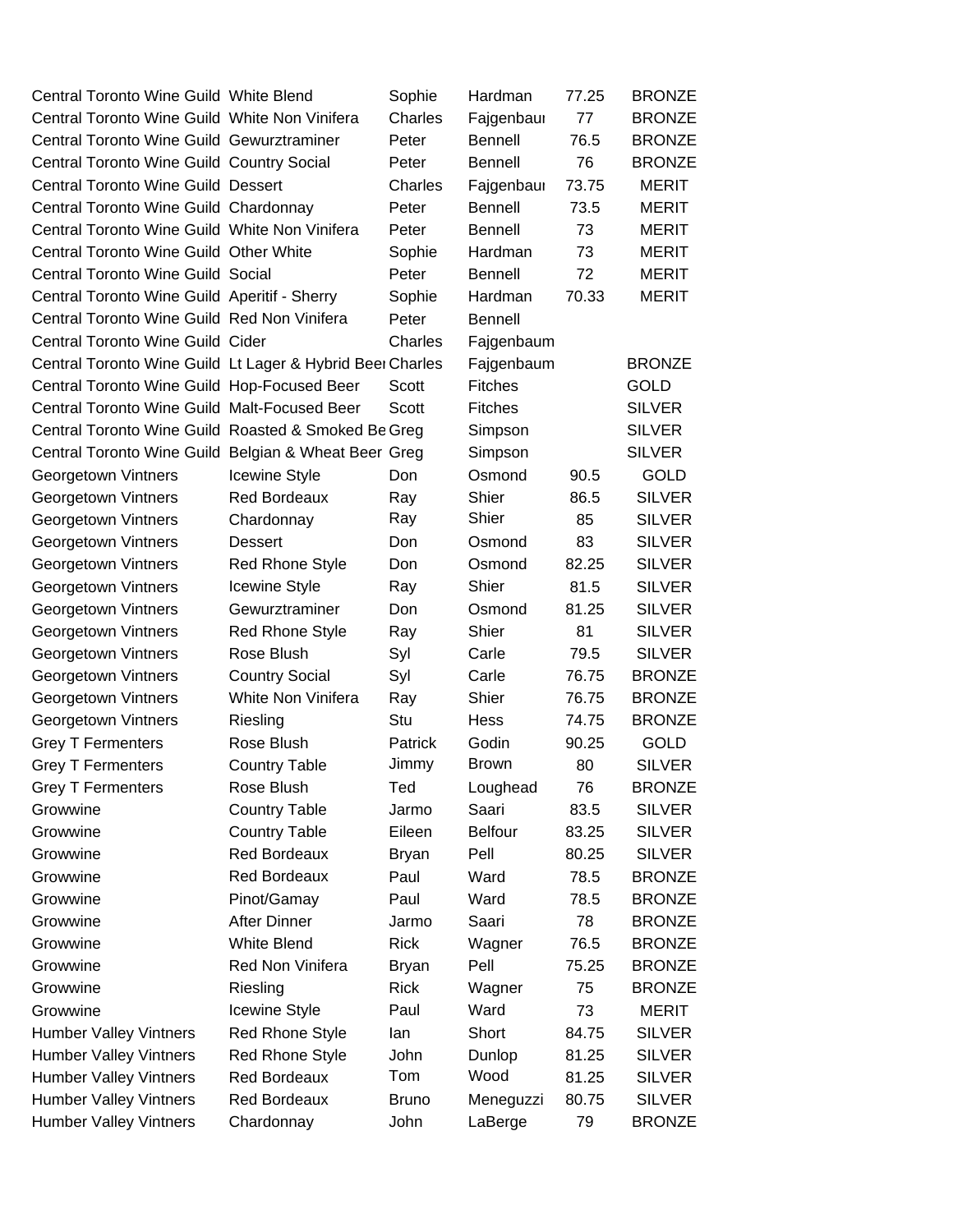| | | | | | |
|---|---|---|---|---|---|
| Central Toronto Wine Guild | White Blend | Sophie | Hardman | 77.25 | BRONZE |
| Central Toronto Wine Guild | White Non Vinifera | Charles | Fajgenbaum | 77 | BRONZE |
| Central Toronto Wine Guild | Gewurztraminer | Peter | Bennell | 76.5 | BRONZE |
| Central Toronto Wine Guild | Country Social | Peter | Bennell | 76 | BRONZE |
| Central Toronto Wine Guild | Dessert | Charles | Fajgenbaum | 73.75 | MERIT |
| Central Toronto Wine Guild | Chardonnay | Peter | Bennell | 73.5 | MERIT |
| Central Toronto Wine Guild | White Non Vinifera | Peter | Bennell | 73 | MERIT |
| Central Toronto Wine Guild | Other White | Sophie | Hardman | 73 | MERIT |
| Central Toronto Wine Guild | Social | Peter | Bennell | 72 | MERIT |
| Central Toronto Wine Guild | Aperitif - Sherry | Sophie | Hardman | 70.33 | MERIT |
| Central Toronto Wine Guild | Red Non Vinifera | Peter | Bennell | | |
| Central Toronto Wine Guild | Cider | Charles | Fajgenbaum | | |
| Central Toronto Wine Guild | Lt Lager & Hybrid Beer | Charles | Fajgenbaum | | BRONZE |
| Central Toronto Wine Guild | Hop-Focused Beer | Scott | Fitches | | GOLD |
| Central Toronto Wine Guild | Malt-Focused Beer | Scott | Fitches | | SILVER |
| Central Toronto Wine Guild | Roasted & Smoked Beer | Greg | Simpson | | SILVER |
| Central Toronto Wine Guild | Belgian & Wheat Beer | Greg | Simpson | | SILVER |
| Georgetown Vintners | Icewine Style | Don | Osmond | 90.5 | GOLD |
| Georgetown Vintners | Red Bordeaux | Ray | Shier | 86.5 | SILVER |
| Georgetown Vintners | Chardonnay | Ray | Shier | 85 | SILVER |
| Georgetown Vintners | Dessert | Don | Osmond | 83 | SILVER |
| Georgetown Vintners | Red Rhone Style | Don | Osmond | 82.25 | SILVER |
| Georgetown Vintners | Icewine Style | Ray | Shier | 81.5 | SILVER |
| Georgetown Vintners | Gewurztraminer | Don | Osmond | 81.25 | SILVER |
| Georgetown Vintners | Red Rhone Style | Ray | Shier | 81 | SILVER |
| Georgetown Vintners | Rose Blush | Syl | Carle | 79.5 | SILVER |
| Georgetown Vintners | Country Social | Syl | Carle | 76.75 | BRONZE |
| Georgetown Vintners | White Non Vinifera | Ray | Shier | 76.75 | BRONZE |
| Georgetown Vintners | Riesling | Stu | Hess | 74.75 | BRONZE |
| Grey T Fermenters | Rose Blush | Patrick | Godin | 90.25 | GOLD |
| Grey T Fermenters | Country Table | Jimmy | Brown | 80 | SILVER |
| Grey T Fermenters | Rose Blush | Ted | Loughead | 76 | BRONZE |
| Growwine | Country Table | Jarmo | Saari | 83.5 | SILVER |
| Growwine | Country Table | Eileen | Belfour | 83.25 | SILVER |
| Growwine | Red Bordeaux | Bryan | Pell | 80.25 | SILVER |
| Growwine | Red Bordeaux | Paul | Ward | 78.5 | BRONZE |
| Growwine | Pinot/Gamay | Paul | Ward | 78.5 | BRONZE |
| Growwine | After Dinner | Jarmo | Saari | 78 | BRONZE |
| Growwine | White Blend | Rick | Wagner | 76.5 | BRONZE |
| Growwine | Red Non Vinifera | Bryan | Pell | 75.25 | BRONZE |
| Growwine | Riesling | Rick | Wagner | 75 | BRONZE |
| Growwine | Icewine Style | Paul | Ward | 73 | MERIT |
| Humber Valley Vintners | Red Rhone Style | Ian | Short | 84.75 | SILVER |
| Humber Valley Vintners | Red Rhone Style | John | Dunlop | 81.25 | SILVER |
| Humber Valley Vintners | Red Bordeaux | Tom | Wood | 81.25 | SILVER |
| Humber Valley Vintners | Red Bordeaux | Bruno | Meneguzzi | 80.75 | SILVER |
| Humber Valley Vintners | Chardonnay | John | LaBerge | 79 | BRONZE |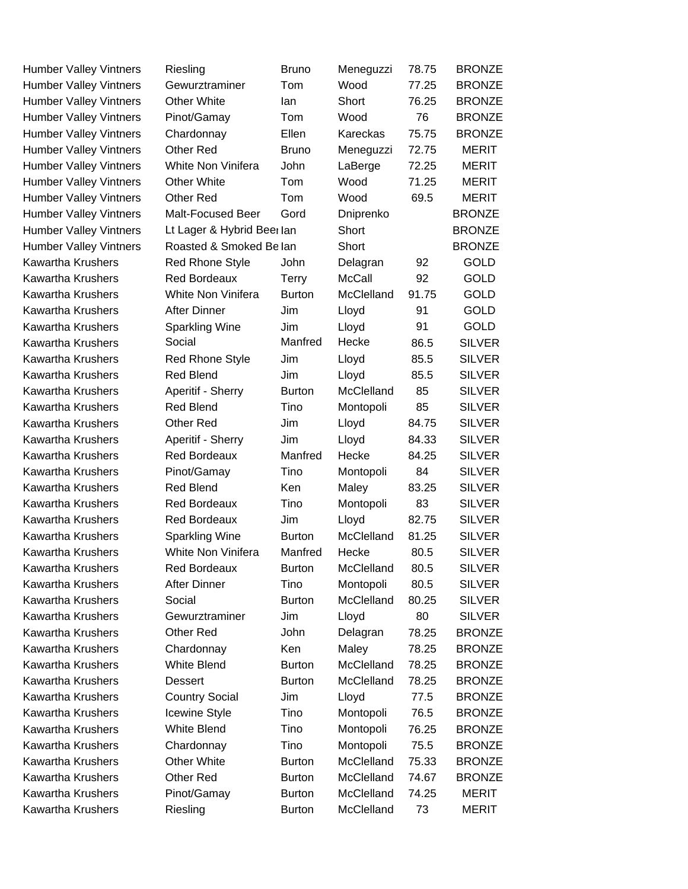| | | | | | |
|---|---|---|---|---|---|
| Humber Valley Vintners | Riesling | Bruno | Meneguzzi | 78.75 | BRONZE |
| Humber Valley Vintners | Gewurztraminer | Tom | Wood | 77.25 | BRONZE |
| Humber Valley Vintners | Other White | Ian | Short | 76.25 | BRONZE |
| Humber Valley Vintners | Pinot/Gamay | Tom | Wood | 76 | BRONZE |
| Humber Valley Vintners | Chardonnay | Ellen | Kareckas | 75.75 | BRONZE |
| Humber Valley Vintners | Other Red | Bruno | Meneguzzi | 72.75 | MERIT |
| Humber Valley Vintners | White Non Vinifera | John | LaBerge | 72.25 | MERIT |
| Humber Valley Vintners | Other White | Tom | Wood | 71.25 | MERIT |
| Humber Valley Vintners | Other Red | Tom | Wood | 69.5 | MERIT |
| Humber Valley Vintners | Malt-Focused Beer | Gord | Dniprenko | | BRONZE |
| Humber Valley Vintners | Lt Lager & Hybrid Beer | Ian | Short | | BRONZE |
| Humber Valley Vintners | Roasted & Smoked Be | Ian | Short | | BRONZE |
| Kawartha Krushers | Red Rhone Style | John | Delagran | 92 | GOLD |
| Kawartha Krushers | Red Bordeaux | Terry | McCall | 92 | GOLD |
| Kawartha Krushers | White Non Vinifera | Burton | McClelland | 91.75 | GOLD |
| Kawartha Krushers | After Dinner | Jim | Lloyd | 91 | GOLD |
| Kawartha Krushers | Sparkling Wine | Jim | Lloyd | 91 | GOLD |
| Kawartha Krushers | Social | Manfred | Hecke | 86.5 | SILVER |
| Kawartha Krushers | Red Rhone Style | Jim | Lloyd | 85.5 | SILVER |
| Kawartha Krushers | Red Blend | Jim | Lloyd | 85.5 | SILVER |
| Kawartha Krushers | Aperitif - Sherry | Burton | McClelland | 85 | SILVER |
| Kawartha Krushers | Red Blend | Tino | Montopoli | 85 | SILVER |
| Kawartha Krushers | Other Red | Jim | Lloyd | 84.75 | SILVER |
| Kawartha Krushers | Aperitif - Sherry | Jim | Lloyd | 84.33 | SILVER |
| Kawartha Krushers | Red Bordeaux | Manfred | Hecke | 84.25 | SILVER |
| Kawartha Krushers | Pinot/Gamay | Tino | Montopoli | 84 | SILVER |
| Kawartha Krushers | Red Blend | Ken | Maley | 83.25 | SILVER |
| Kawartha Krushers | Red Bordeaux | Tino | Montopoli | 83 | SILVER |
| Kawartha Krushers | Red Bordeaux | Jim | Lloyd | 82.75 | SILVER |
| Kawartha Krushers | Sparkling Wine | Burton | McClelland | 81.25 | SILVER |
| Kawartha Krushers | White Non Vinifera | Manfred | Hecke | 80.5 | SILVER |
| Kawartha Krushers | Red Bordeaux | Burton | McClelland | 80.5 | SILVER |
| Kawartha Krushers | After Dinner | Tino | Montopoli | 80.5 | SILVER |
| Kawartha Krushers | Social | Burton | McClelland | 80.25 | SILVER |
| Kawartha Krushers | Gewurztraminer | Jim | Lloyd | 80 | SILVER |
| Kawartha Krushers | Other Red | John | Delagran | 78.25 | BRONZE |
| Kawartha Krushers | Chardonnay | Ken | Maley | 78.25 | BRONZE |
| Kawartha Krushers | White Blend | Burton | McClelland | 78.25 | BRONZE |
| Kawartha Krushers | Dessert | Burton | McClelland | 78.25 | BRONZE |
| Kawartha Krushers | Country Social | Jim | Lloyd | 77.5 | BRONZE |
| Kawartha Krushers | Icewine Style | Tino | Montopoli | 76.5 | BRONZE |
| Kawartha Krushers | White Blend | Tino | Montopoli | 76.25 | BRONZE |
| Kawartha Krushers | Chardonnay | Tino | Montopoli | 75.5 | BRONZE |
| Kawartha Krushers | Other White | Burton | McClelland | 75.33 | BRONZE |
| Kawartha Krushers | Other Red | Burton | McClelland | 74.67 | BRONZE |
| Kawartha Krushers | Pinot/Gamay | Burton | McClelland | 74.25 | MERIT |
| Kawartha Krushers | Riesling | Burton | McClelland | 73 | MERIT |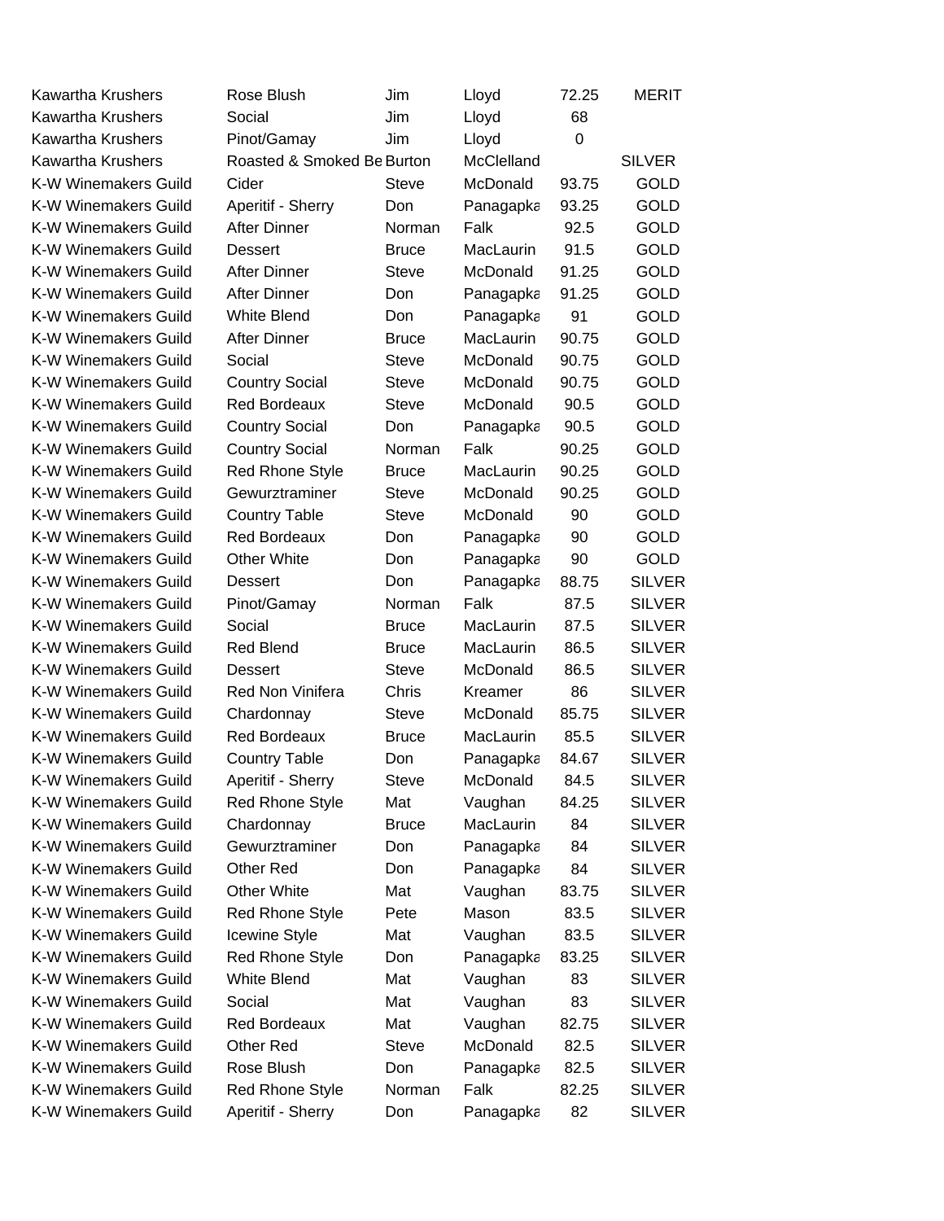| | | | | | |
|---|---|---|---|---|---|
| Kawartha Krushers | Rose Blush | Jim | Lloyd | 72.25 | MERIT |
| Kawartha Krushers | Social | Jim | Lloyd | 68 | |
| Kawartha Krushers | Pinot/Gamay | Jim | Lloyd | 0 | |
| Kawartha Krushers | Roasted & Smoked Be | Burton | McClelland | | SILVER |
| K-W Winemakers Guild | Cider | Steve | McDonald | 93.75 | GOLD |
| K-W Winemakers Guild | Aperitif - Sherry | Don | Panagapka | 93.25 | GOLD |
| K-W Winemakers Guild | After Dinner | Norman | Falk | 92.5 | GOLD |
| K-W Winemakers Guild | Dessert | Bruce | MacLaurin | 91.5 | GOLD |
| K-W Winemakers Guild | After Dinner | Steve | McDonald | 91.25 | GOLD |
| K-W Winemakers Guild | After Dinner | Don | Panagapka | 91.25 | GOLD |
| K-W Winemakers Guild | White Blend | Don | Panagapka | 91 | GOLD |
| K-W Winemakers Guild | After Dinner | Bruce | MacLaurin | 90.75 | GOLD |
| K-W Winemakers Guild | Social | Steve | McDonald | 90.75 | GOLD |
| K-W Winemakers Guild | Country Social | Steve | McDonald | 90.75 | GOLD |
| K-W Winemakers Guild | Red Bordeaux | Steve | McDonald | 90.5 | GOLD |
| K-W Winemakers Guild | Country Social | Don | Panagapka | 90.5 | GOLD |
| K-W Winemakers Guild | Country Social | Norman | Falk | 90.25 | GOLD |
| K-W Winemakers Guild | Red Rhone Style | Bruce | MacLaurin | 90.25 | GOLD |
| K-W Winemakers Guild | Gewurztraminer | Steve | McDonald | 90.25 | GOLD |
| K-W Winemakers Guild | Country Table | Steve | McDonald | 90 | GOLD |
| K-W Winemakers Guild | Red Bordeaux | Don | Panagapka | 90 | GOLD |
| K-W Winemakers Guild | Other White | Don | Panagapka | 90 | GOLD |
| K-W Winemakers Guild | Dessert | Don | Panagapka | 88.75 | SILVER |
| K-W Winemakers Guild | Pinot/Gamay | Norman | Falk | 87.5 | SILVER |
| K-W Winemakers Guild | Social | Bruce | MacLaurin | 87.5 | SILVER |
| K-W Winemakers Guild | Red Blend | Bruce | MacLaurin | 86.5 | SILVER |
| K-W Winemakers Guild | Dessert | Steve | McDonald | 86.5 | SILVER |
| K-W Winemakers Guild | Red Non Vinifera | Chris | Kreamer | 86 | SILVER |
| K-W Winemakers Guild | Chardonnay | Steve | McDonald | 85.75 | SILVER |
| K-W Winemakers Guild | Red Bordeaux | Bruce | MacLaurin | 85.5 | SILVER |
| K-W Winemakers Guild | Country Table | Don | Panagapka | 84.67 | SILVER |
| K-W Winemakers Guild | Aperitif - Sherry | Steve | McDonald | 84.5 | SILVER |
| K-W Winemakers Guild | Red Rhone Style | Mat | Vaughan | 84.25 | SILVER |
| K-W Winemakers Guild | Chardonnay | Bruce | MacLaurin | 84 | SILVER |
| K-W Winemakers Guild | Gewurztraminer | Don | Panagapka | 84 | SILVER |
| K-W Winemakers Guild | Other Red | Don | Panagapka | 84 | SILVER |
| K-W Winemakers Guild | Other White | Mat | Vaughan | 83.75 | SILVER |
| K-W Winemakers Guild | Red Rhone Style | Pete | Mason | 83.5 | SILVER |
| K-W Winemakers Guild | Icewine Style | Mat | Vaughan | 83.5 | SILVER |
| K-W Winemakers Guild | Red Rhone Style | Don | Panagapka | 83.25 | SILVER |
| K-W Winemakers Guild | White Blend | Mat | Vaughan | 83 | SILVER |
| K-W Winemakers Guild | Social | Mat | Vaughan | 83 | SILVER |
| K-W Winemakers Guild | Red Bordeaux | Mat | Vaughan | 82.75 | SILVER |
| K-W Winemakers Guild | Other Red | Steve | McDonald | 82.5 | SILVER |
| K-W Winemakers Guild | Rose Blush | Don | Panagapka | 82.5 | SILVER |
| K-W Winemakers Guild | Red Rhone Style | Norman | Falk | 82.25 | SILVER |
| K-W Winemakers Guild | Aperitif - Sherry | Don | Panagapka | 82 | SILVER |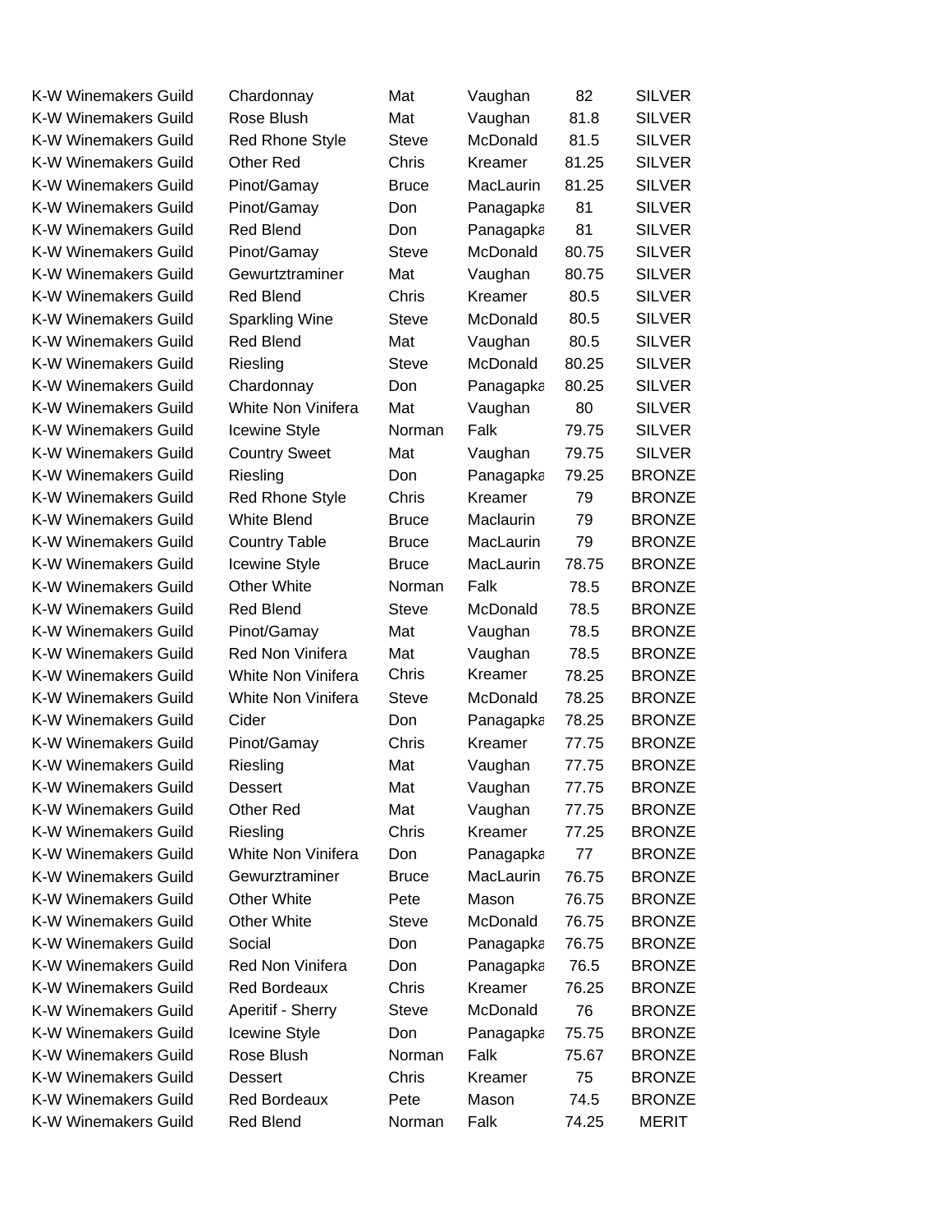| | | | | | |
|---|---|---|---|---|---|
| K-W Winemakers Guild | Chardonnay | Mat | Vaughan | 82 | SILVER |
| K-W Winemakers Guild | Rose Blush | Mat | Vaughan | 81.8 | SILVER |
| K-W Winemakers Guild | Red Rhone Style | Steve | McDonald | 81.5 | SILVER |
| K-W Winemakers Guild | Other Red | Chris | Kreamer | 81.25 | SILVER |
| K-W Winemakers Guild | Pinot/Gamay | Bruce | MacLaurin | 81.25 | SILVER |
| K-W Winemakers Guild | Pinot/Gamay | Don | Panagapka | 81 | SILVER |
| K-W Winemakers Guild | Red Blend | Don | Panagapka | 81 | SILVER |
| K-W Winemakers Guild | Pinot/Gamay | Steve | McDonald | 80.75 | SILVER |
| K-W Winemakers Guild | Gewurztraminer | Mat | Vaughan | 80.75 | SILVER |
| K-W Winemakers Guild | Red Blend | Chris | Kreamer | 80.5 | SILVER |
| K-W Winemakers Guild | Sparkling Wine | Steve | McDonald | 80.5 | SILVER |
| K-W Winemakers Guild | Red Blend | Mat | Vaughan | 80.5 | SILVER |
| K-W Winemakers Guild | Riesling | Steve | McDonald | 80.25 | SILVER |
| K-W Winemakers Guild | Chardonnay | Don | Panagapka | 80.25 | SILVER |
| K-W Winemakers Guild | White Non Vinifera | Mat | Vaughan | 80 | SILVER |
| K-W Winemakers Guild | Icewine Style | Norman | Falk | 79.75 | SILVER |
| K-W Winemakers Guild | Country Sweet | Mat | Vaughan | 79.75 | SILVER |
| K-W Winemakers Guild | Riesling | Don | Panagapka | 79.25 | BRONZE |
| K-W Winemakers Guild | Red Rhone Style | Chris | Kreamer | 79 | BRONZE |
| K-W Winemakers Guild | White Blend | Bruce | Maclaurin | 79 | BRONZE |
| K-W Winemakers Guild | Country Table | Bruce | MacLaurin | 79 | BRONZE |
| K-W Winemakers Guild | Icewine Style | Bruce | MacLaurin | 78.75 | BRONZE |
| K-W Winemakers Guild | Other White | Norman | Falk | 78.5 | BRONZE |
| K-W Winemakers Guild | Red Blend | Steve | McDonald | 78.5 | BRONZE |
| K-W Winemakers Guild | Pinot/Gamay | Mat | Vaughan | 78.5 | BRONZE |
| K-W Winemakers Guild | Red Non Vinifera | Mat | Vaughan | 78.5 | BRONZE |
| K-W Winemakers Guild | White Non Vinifera | Chris | Kreamer | 78.25 | BRONZE |
| K-W Winemakers Guild | White Non Vinifera | Steve | McDonald | 78.25 | BRONZE |
| K-W Winemakers Guild | Cider | Don | Panagapka | 78.25 | BRONZE |
| K-W Winemakers Guild | Pinot/Gamay | Chris | Kreamer | 77.75 | BRONZE |
| K-W Winemakers Guild | Riesling | Mat | Vaughan | 77.75 | BRONZE |
| K-W Winemakers Guild | Dessert | Mat | Vaughan | 77.75 | BRONZE |
| K-W Winemakers Guild | Other Red | Mat | Vaughan | 77.75 | BRONZE |
| K-W Winemakers Guild | Riesling | Chris | Kreamer | 77.25 | BRONZE |
| K-W Winemakers Guild | White Non Vinifera | Don | Panagapka | 77 | BRONZE |
| K-W Winemakers Guild | Gewurztraminer | Bruce | MacLaurin | 76.75 | BRONZE |
| K-W Winemakers Guild | Other White | Pete | Mason | 76.75 | BRONZE |
| K-W Winemakers Guild | Other White | Steve | McDonald | 76.75 | BRONZE |
| K-W Winemakers Guild | Social | Don | Panagapka | 76.75 | BRONZE |
| K-W Winemakers Guild | Red Non Vinifera | Don | Panagapka | 76.5 | BRONZE |
| K-W Winemakers Guild | Red Bordeaux | Chris | Kreamer | 76.25 | BRONZE |
| K-W Winemakers Guild | Aperitif - Sherry | Steve | McDonald | 76 | BRONZE |
| K-W Winemakers Guild | Icewine Style | Don | Panagapka | 75.75 | BRONZE |
| K-W Winemakers Guild | Rose Blush | Norman | Falk | 75.67 | BRONZE |
| K-W Winemakers Guild | Dessert | Chris | Kreamer | 75 | BRONZE |
| K-W Winemakers Guild | Red Bordeaux | Pete | Mason | 74.5 | BRONZE |
| K-W Winemakers Guild | Red Blend | Norman | Falk | 74.25 | MERIT |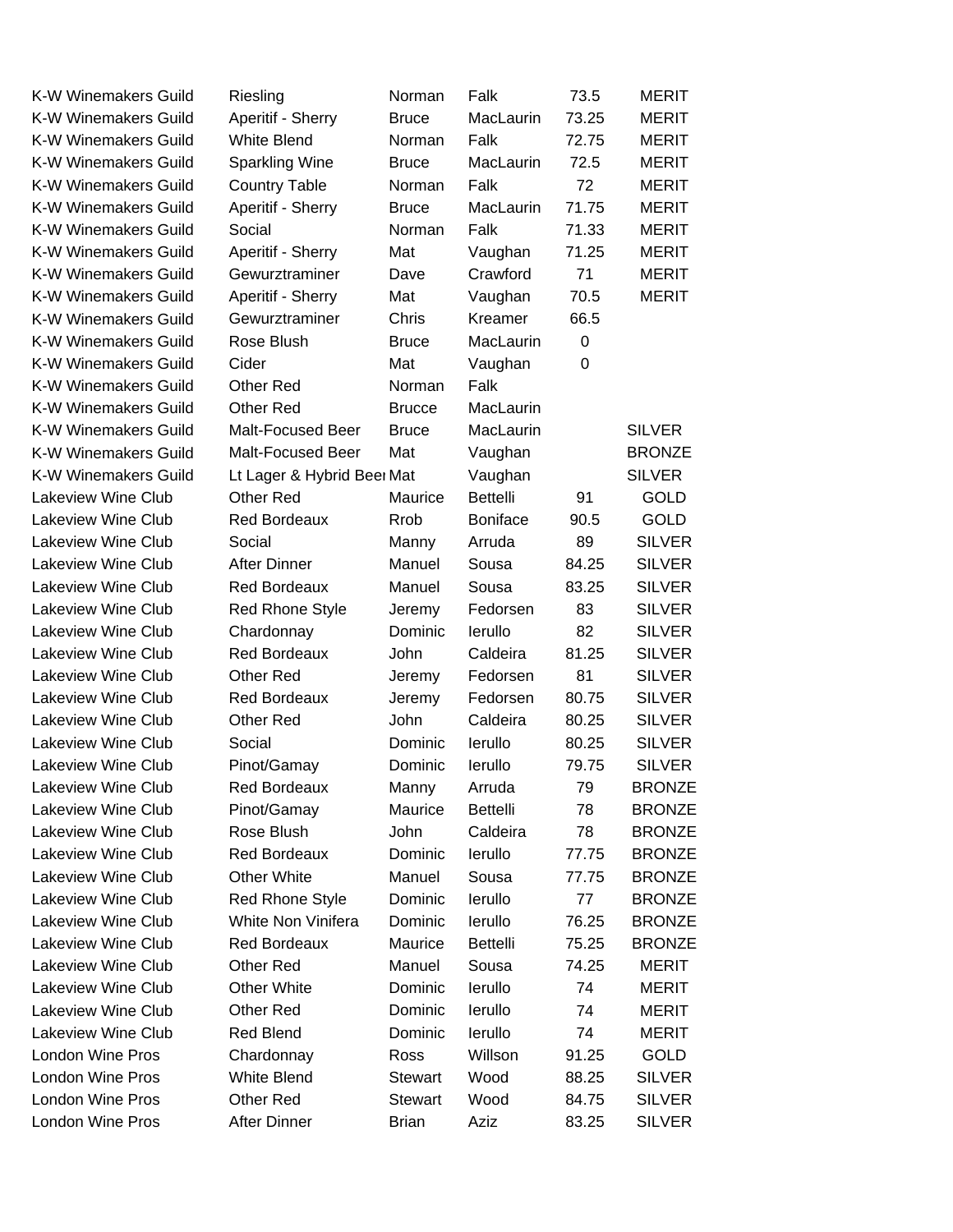| | | | | | |
|---|---|---|---|---|---|
| K-W Winemakers Guild | Riesling | Norman | Falk | 73.5 | MERIT |
| K-W Winemakers Guild | Aperitif - Sherry | Bruce | MacLaurin | 73.25 | MERIT |
| K-W Winemakers Guild | White Blend | Norman | Falk | 72.75 | MERIT |
| K-W Winemakers Guild | Sparkling Wine | Bruce | MacLaurin | 72.5 | MERIT |
| K-W Winemakers Guild | Country Table | Norman | Falk | 72 | MERIT |
| K-W Winemakers Guild | Aperitif - Sherry | Bruce | MacLaurin | 71.75 | MERIT |
| K-W Winemakers Guild | Social | Norman | Falk | 71.33 | MERIT |
| K-W Winemakers Guild | Aperitif - Sherry | Mat | Vaughan | 71.25 | MERIT |
| K-W Winemakers Guild | Gewurztraminer | Dave | Crawford | 71 | MERIT |
| K-W Winemakers Guild | Aperitif - Sherry | Mat | Vaughan | 70.5 | MERIT |
| K-W Winemakers Guild | Gewurztraminer | Chris | Kreamer | 66.5 | |
| K-W Winemakers Guild | Rose Blush | Bruce | MacLaurin | 0 | |
| K-W Winemakers Guild | Cider | Mat | Vaughan | 0 | |
| K-W Winemakers Guild | Other Red | Norman | Falk | | |
| K-W Winemakers Guild | Other Red | Brucce | MacLaurin | | |
| K-W Winemakers Guild | Malt-Focused Beer | Bruce | MacLaurin | | SILVER |
| K-W Winemakers Guild | Malt-Focused Beer | Mat | Vaughan | | BRONZE |
| K-W Winemakers Guild | Lt Lager & Hybrid Beer | Mat | Vaughan | | SILVER |
| Lakeview Wine Club | Other Red | Maurice | Bettelli | 91 | GOLD |
| Lakeview Wine Club | Red Bordeaux | Rrob | Boniface | 90.5 | GOLD |
| Lakeview Wine Club | Social | Manny | Arruda | 89 | SILVER |
| Lakeview Wine Club | After Dinner | Manuel | Sousa | 84.25 | SILVER |
| Lakeview Wine Club | Red Bordeaux | Manuel | Sousa | 83.25 | SILVER |
| Lakeview Wine Club | Red Rhone Style | Jeremy | Fedorsen | 83 | SILVER |
| Lakeview Wine Club | Chardonnay | Dominic | Ierullo | 82 | SILVER |
| Lakeview Wine Club | Red Bordeaux | John | Caldeira | 81.25 | SILVER |
| Lakeview Wine Club | Other Red | Jeremy | Fedorsen | 81 | SILVER |
| Lakeview Wine Club | Red Bordeaux | Jeremy | Fedorsen | 80.75 | SILVER |
| Lakeview Wine Club | Other Red | John | Caldeira | 80.25 | SILVER |
| Lakeview Wine Club | Social | Dominic | Ierullo | 80.25 | SILVER |
| Lakeview Wine Club | Pinot/Gamay | Dominic | Ierullo | 79.75 | SILVER |
| Lakeview Wine Club | Red Bordeaux | Manny | Arruda | 79 | BRONZE |
| Lakeview Wine Club | Pinot/Gamay | Maurice | Bettelli | 78 | BRONZE |
| Lakeview Wine Club | Rose Blush | John | Caldeira | 78 | BRONZE |
| Lakeview Wine Club | Red Bordeaux | Dominic | Ierullo | 77.75 | BRONZE |
| Lakeview Wine Club | Other White | Manuel | Sousa | 77.75 | BRONZE |
| Lakeview Wine Club | Red Rhone Style | Dominic | Ierullo | 77 | BRONZE |
| Lakeview Wine Club | White Non Vinifera | Dominic | Ierullo | 76.25 | BRONZE |
| Lakeview Wine Club | Red Bordeaux | Maurice | Bettelli | 75.25 | BRONZE |
| Lakeview Wine Club | Other Red | Manuel | Sousa | 74.25 | MERIT |
| Lakeview Wine Club | Other White | Dominic | Ierullo | 74 | MERIT |
| Lakeview Wine Club | Other Red | Dominic | Ierullo | 74 | MERIT |
| Lakeview Wine Club | Red Blend | Dominic | Ierullo | 74 | MERIT |
| London Wine Pros | Chardonnay | Ross | Willson | 91.25 | GOLD |
| London Wine Pros | White Blend | Stewart | Wood | 88.25 | SILVER |
| London Wine Pros | Other Red | Stewart | Wood | 84.75 | SILVER |
| London Wine Pros | After Dinner | Brian | Aziz | 83.25 | SILVER |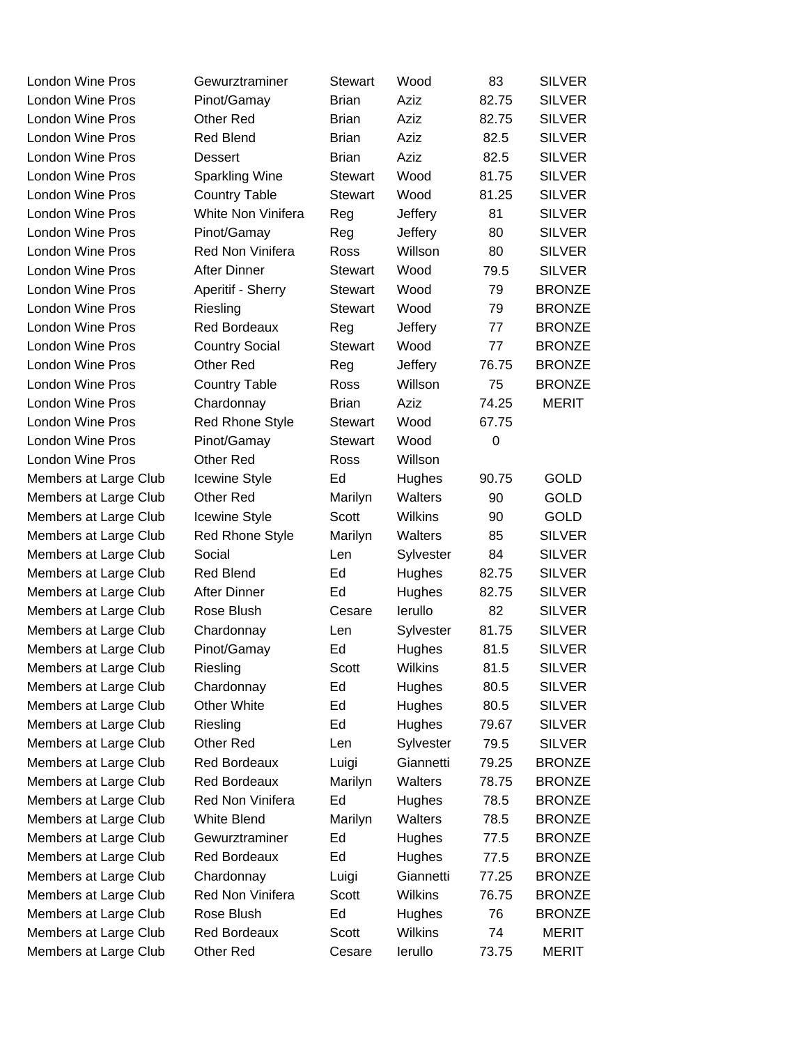| | | | | | |
|---|---|---|---|---|---|
| London Wine Pros | Gewurztraminer | Stewart | Wood | 83 | SILVER |
| London Wine Pros | Pinot/Gamay | Brian | Aziz | 82.75 | SILVER |
| London Wine Pros | Other Red | Brian | Aziz | 82.75 | SILVER |
| London Wine Pros | Red Blend | Brian | Aziz | 82.5 | SILVER |
| London Wine Pros | Dessert | Brian | Aziz | 82.5 | SILVER |
| London Wine Pros | Sparkling Wine | Stewart | Wood | 81.75 | SILVER |
| London Wine Pros | Country Table | Stewart | Wood | 81.25 | SILVER |
| London Wine Pros | White Non Vinifera | Reg | Jeffery | 81 | SILVER |
| London Wine Pros | Pinot/Gamay | Reg | Jeffery | 80 | SILVER |
| London Wine Pros | Red Non Vinifera | Ross | Willson | 80 | SILVER |
| London Wine Pros | After Dinner | Stewart | Wood | 79.5 | SILVER |
| London Wine Pros | Aperitif - Sherry | Stewart | Wood | 79 | BRONZE |
| London Wine Pros | Riesling | Stewart | Wood | 79 | BRONZE |
| London Wine Pros | Red Bordeaux | Reg | Jeffery | 77 | BRONZE |
| London Wine Pros | Country Social | Stewart | Wood | 77 | BRONZE |
| London Wine Pros | Other Red | Reg | Jeffery | 76.75 | BRONZE |
| London Wine Pros | Country Table | Ross | Willson | 75 | BRONZE |
| London Wine Pros | Chardonnay | Brian | Aziz | 74.25 | MERIT |
| London Wine Pros | Red Rhone Style | Stewart | Wood | 67.75 | |
| London Wine Pros | Pinot/Gamay | Stewart | Wood | 0 | |
| London Wine Pros | Other Red | Ross | Willson | | |
| Members at Large Club | Icewine Style | Ed | Hughes | 90.75 | GOLD |
| Members at Large Club | Other Red | Marilyn | Walters | 90 | GOLD |
| Members at Large Club | Icewine Style | Scott | Wilkins | 90 | GOLD |
| Members at Large Club | Red Rhone Style | Marilyn | Walters | 85 | SILVER |
| Members at Large Club | Social | Len | Sylvester | 84 | SILVER |
| Members at Large Club | Red Blend | Ed | Hughes | 82.75 | SILVER |
| Members at Large Club | After Dinner | Ed | Hughes | 82.75 | SILVER |
| Members at Large Club | Rose Blush | Cesare | Ierullo | 82 | SILVER |
| Members at Large Club | Chardonnay | Len | Sylvester | 81.75 | SILVER |
| Members at Large Club | Pinot/Gamay | Ed | Hughes | 81.5 | SILVER |
| Members at Large Club | Riesling | Scott | Wilkins | 81.5 | SILVER |
| Members at Large Club | Chardonnay | Ed | Hughes | 80.5 | SILVER |
| Members at Large Club | Other White | Ed | Hughes | 80.5 | SILVER |
| Members at Large Club | Riesling | Ed | Hughes | 79.67 | SILVER |
| Members at Large Club | Other Red | Len | Sylvester | 79.5 | SILVER |
| Members at Large Club | Red Bordeaux | Luigi | Giannetti | 79.25 | BRONZE |
| Members at Large Club | Red Bordeaux | Marilyn | Walters | 78.75 | BRONZE |
| Members at Large Club | Red Non Vinifera | Ed | Hughes | 78.5 | BRONZE |
| Members at Large Club | White Blend | Marilyn | Walters | 78.5 | BRONZE |
| Members at Large Club | Gewurztraminer | Ed | Hughes | 77.5 | BRONZE |
| Members at Large Club | Red Bordeaux | Ed | Hughes | 77.5 | BRONZE |
| Members at Large Club | Chardonnay | Luigi | Giannetti | 77.25 | BRONZE |
| Members at Large Club | Red Non Vinifera | Scott | Wilkins | 76.75 | BRONZE |
| Members at Large Club | Rose Blush | Ed | Hughes | 76 | BRONZE |
| Members at Large Club | Red Bordeaux | Scott | Wilkins | 74 | MERIT |
| Members at Large Club | Other Red | Cesare | Ierullo | 73.75 | MERIT |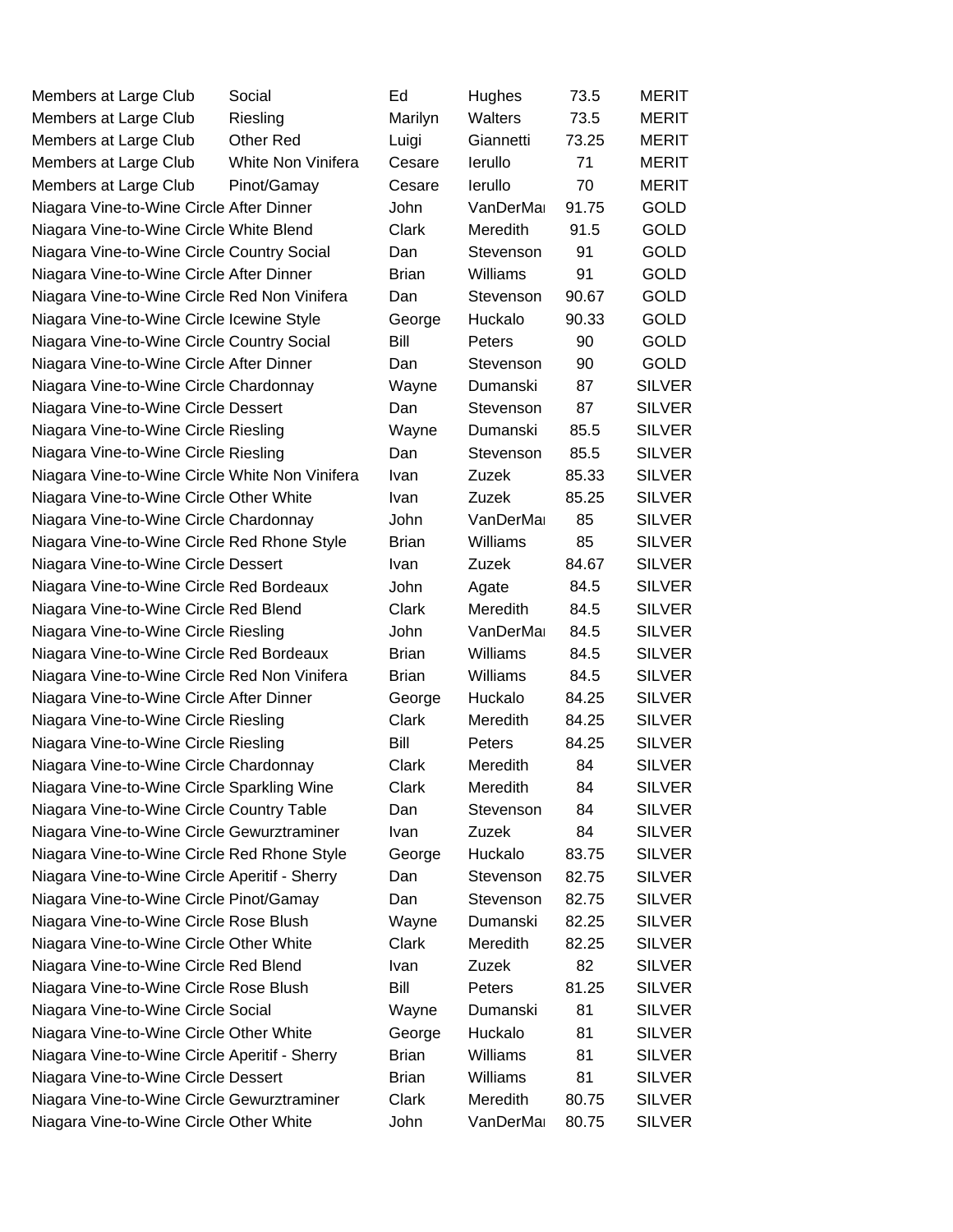| | | | | | |
|---|---|---|---|---|---|
| Members at Large Club | Social | Ed | Hughes | 73.5 | MERIT |
| Members at Large Club | Riesling | Marilyn | Walters | 73.5 | MERIT |
| Members at Large Club | Other Red | Luigi | Giannetti | 73.25 | MERIT |
| Members at Large Club | White Non Vinifera | Cesare | Ierullo | 71 | MERIT |
| Members at Large Club | Pinot/Gamay | Cesare | Ierullo | 70 | MERIT |
| Niagara Vine-to-Wine Circle | After Dinner | John | VanDerMa | 91.75 | GOLD |
| Niagara Vine-to-Wine Circle | White Blend | Clark | Meredith | 91.5 | GOLD |
| Niagara Vine-to-Wine Circle | Country Social | Dan | Stevenson | 91 | GOLD |
| Niagara Vine-to-Wine Circle | After Dinner | Brian | Williams | 91 | GOLD |
| Niagara Vine-to-Wine Circle | Red Non Vinifera | Dan | Stevenson | 90.67 | GOLD |
| Niagara Vine-to-Wine Circle | Icewine Style | George | Huckalo | 90.33 | GOLD |
| Niagara Vine-to-Wine Circle | Country Social | Bill | Peters | 90 | GOLD |
| Niagara Vine-to-Wine Circle | After Dinner | Dan | Stevenson | 90 | GOLD |
| Niagara Vine-to-Wine Circle | Chardonnay | Wayne | Dumanski | 87 | SILVER |
| Niagara Vine-to-Wine Circle | Dessert | Dan | Stevenson | 87 | SILVER |
| Niagara Vine-to-Wine Circle | Riesling | Wayne | Dumanski | 85.5 | SILVER |
| Niagara Vine-to-Wine Circle | Riesling | Dan | Stevenson | 85.5 | SILVER |
| Niagara Vine-to-Wine Circle | White Non Vinifera | Ivan | Zuzek | 85.33 | SILVER |
| Niagara Vine-to-Wine Circle | Other White | Ivan | Zuzek | 85.25 | SILVER |
| Niagara Vine-to-Wine Circle | Chardonnay | John | VanDerMa | 85 | SILVER |
| Niagara Vine-to-Wine Circle | Red Rhone Style | Brian | Williams | 85 | SILVER |
| Niagara Vine-to-Wine Circle | Dessert | Ivan | Zuzek | 84.67 | SILVER |
| Niagara Vine-to-Wine Circle | Red Bordeaux | John | Agate | 84.5 | SILVER |
| Niagara Vine-to-Wine Circle | Red Blend | Clark | Meredith | 84.5 | SILVER |
| Niagara Vine-to-Wine Circle | Riesling | John | VanDerMa | 84.5 | SILVER |
| Niagara Vine-to-Wine Circle | Red Bordeaux | Brian | Williams | 84.5 | SILVER |
| Niagara Vine-to-Wine Circle | Red Non Vinifera | Brian | Williams | 84.5 | SILVER |
| Niagara Vine-to-Wine Circle | After Dinner | George | Huckalo | 84.25 | SILVER |
| Niagara Vine-to-Wine Circle | Riesling | Clark | Meredith | 84.25 | SILVER |
| Niagara Vine-to-Wine Circle | Riesling | Bill | Peters | 84.25 | SILVER |
| Niagara Vine-to-Wine Circle | Chardonnay | Clark | Meredith | 84 | SILVER |
| Niagara Vine-to-Wine Circle | Sparkling Wine | Clark | Meredith | 84 | SILVER |
| Niagara Vine-to-Wine Circle | Country Table | Dan | Stevenson | 84 | SILVER |
| Niagara Vine-to-Wine Circle | Gewurztraminer | Ivan | Zuzek | 84 | SILVER |
| Niagara Vine-to-Wine Circle | Red Rhone Style | George | Huckalo | 83.75 | SILVER |
| Niagara Vine-to-Wine Circle | Aperitif - Sherry | Dan | Stevenson | 82.75 | SILVER |
| Niagara Vine-to-Wine Circle | Pinot/Gamay | Dan | Stevenson | 82.75 | SILVER |
| Niagara Vine-to-Wine Circle | Rose Blush | Wayne | Dumanski | 82.25 | SILVER |
| Niagara Vine-to-Wine Circle | Other White | Clark | Meredith | 82.25 | SILVER |
| Niagara Vine-to-Wine Circle | Red Blend | Ivan | Zuzek | 82 | SILVER |
| Niagara Vine-to-Wine Circle | Rose Blush | Bill | Peters | 81.25 | SILVER |
| Niagara Vine-to-Wine Circle | Social | Wayne | Dumanski | 81 | SILVER |
| Niagara Vine-to-Wine Circle | Other White | George | Huckalo | 81 | SILVER |
| Niagara Vine-to-Wine Circle | Aperitif - Sherry | Brian | Williams | 81 | SILVER |
| Niagara Vine-to-Wine Circle | Dessert | Brian | Williams | 81 | SILVER |
| Niagara Vine-to-Wine Circle | Gewurztraminer | Clark | Meredith | 80.75 | SILVER |
| Niagara Vine-to-Wine Circle | Other White | John | VanDerMa | 80.75 | SILVER |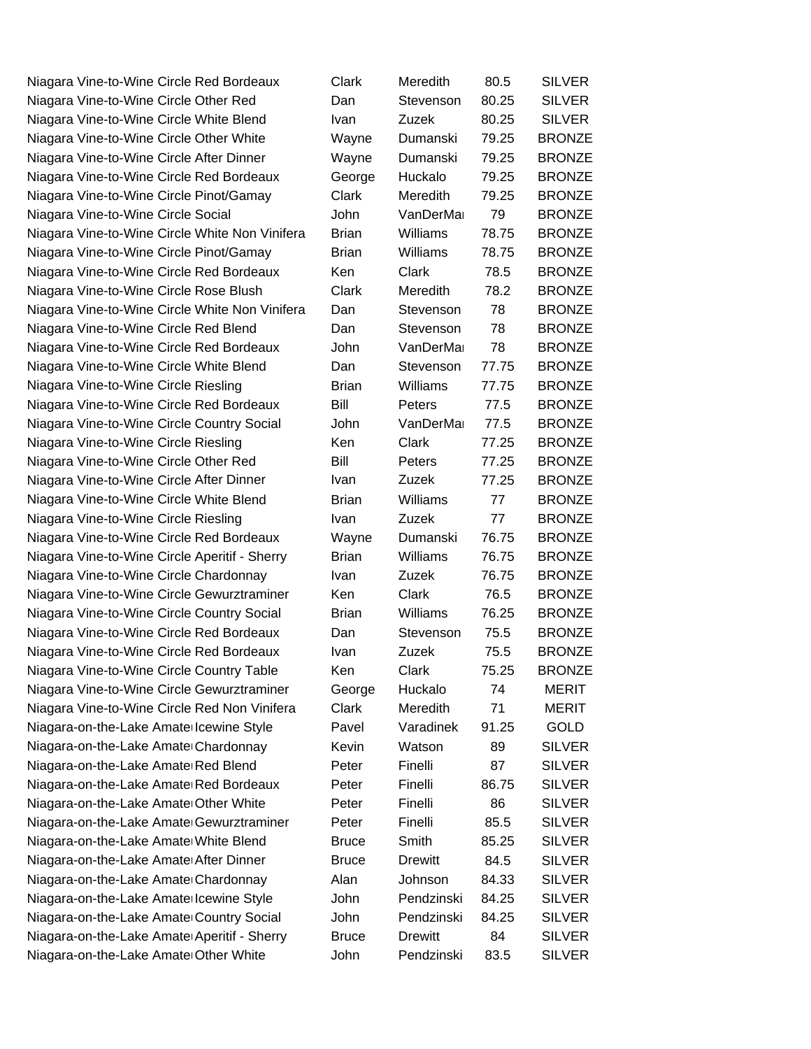| | | | | | |
|---|---|---|---|---|---|
| Niagara Vine-to-Wine Circle | Red Bordeaux | Clark | Meredith | 80.5 | SILVER |
| Niagara Vine-to-Wine Circle | Other Red | Dan | Stevenson | 80.25 | SILVER |
| Niagara Vine-to-Wine Circle | White Blend | Ivan | Zuzek | 80.25 | SILVER |
| Niagara Vine-to-Wine Circle | Other White | Wayne | Dumanski | 79.25 | BRONZE |
| Niagara Vine-to-Wine Circle | After Dinner | Wayne | Dumanski | 79.25 | BRONZE |
| Niagara Vine-to-Wine Circle | Red Bordeaux | George | Huckalo | 79.25 | BRONZE |
| Niagara Vine-to-Wine Circle | Pinot/Gamay | Clark | Meredith | 79.25 | BRONZE |
| Niagara Vine-to-Wine Circle | Social | John | VanDerMa | 79 | BRONZE |
| Niagara Vine-to-Wine Circle | White Non Vinifera | Brian | Williams | 78.75 | BRONZE |
| Niagara Vine-to-Wine Circle | Pinot/Gamay | Brian | Williams | 78.75 | BRONZE |
| Niagara Vine-to-Wine Circle | Red Bordeaux | Ken | Clark | 78.5 | BRONZE |
| Niagara Vine-to-Wine Circle | Rose Blush | Clark | Meredith | 78.2 | BRONZE |
| Niagara Vine-to-Wine Circle | White Non Vinifera | Dan | Stevenson | 78 | BRONZE |
| Niagara Vine-to-Wine Circle | Red Blend | Dan | Stevenson | 78 | BRONZE |
| Niagara Vine-to-Wine Circle | Red Bordeaux | John | VanDerMa | 78 | BRONZE |
| Niagara Vine-to-Wine Circle | White Blend | Dan | Stevenson | 77.75 | BRONZE |
| Niagara Vine-to-Wine Circle | Riesling | Brian | Williams | 77.75 | BRONZE |
| Niagara Vine-to-Wine Circle | Red Bordeaux | Bill | Peters | 77.5 | BRONZE |
| Niagara Vine-to-Wine Circle | Country Social | John | VanDerMa | 77.5 | BRONZE |
| Niagara Vine-to-Wine Circle | Riesling | Ken | Clark | 77.25 | BRONZE |
| Niagara Vine-to-Wine Circle | Other Red | Bill | Peters | 77.25 | BRONZE |
| Niagara Vine-to-Wine Circle | After Dinner | Ivan | Zuzek | 77.25 | BRONZE |
| Niagara Vine-to-Wine Circle | White Blend | Brian | Williams | 77 | BRONZE |
| Niagara Vine-to-Wine Circle | Riesling | Ivan | Zuzek | 77 | BRONZE |
| Niagara Vine-to-Wine Circle | Red Bordeaux | Wayne | Dumanski | 76.75 | BRONZE |
| Niagara Vine-to-Wine Circle | Aperitif - Sherry | Brian | Williams | 76.75 | BRONZE |
| Niagara Vine-to-Wine Circle | Chardonnay | Ivan | Zuzek | 76.75 | BRONZE |
| Niagara Vine-to-Wine Circle | Gewurztraminer | Ken | Clark | 76.5 | BRONZE |
| Niagara Vine-to-Wine Circle | Country Social | Brian | Williams | 76.25 | BRONZE |
| Niagara Vine-to-Wine Circle | Red Bordeaux | Dan | Stevenson | 75.5 | BRONZE |
| Niagara Vine-to-Wine Circle | Red Bordeaux | Ivan | Zuzek | 75.5 | BRONZE |
| Niagara Vine-to-Wine Circle | Country Table | Ken | Clark | 75.25 | BRONZE |
| Niagara Vine-to-Wine Circle | Gewurztraminer | George | Huckalo | 74 | MERIT |
| Niagara Vine-to-Wine Circle | Red Non Vinifera | Clark | Meredith | 71 | MERIT |
| Niagara-on-the-Lake Amate | Icewine Style | Pavel | Varadinek | 91.25 | GOLD |
| Niagara-on-the-Lake Amate | Chardonnay | Kevin | Watson | 89 | SILVER |
| Niagara-on-the-Lake Amate | Red Blend | Peter | Finelli | 87 | SILVER |
| Niagara-on-the-Lake Amate | Red Bordeaux | Peter | Finelli | 86.75 | SILVER |
| Niagara-on-the-Lake Amate | Other White | Peter | Finelli | 86 | SILVER |
| Niagara-on-the-Lake Amate | Gewurztraminer | Peter | Finelli | 85.5 | SILVER |
| Niagara-on-the-Lake Amate | White Blend | Bruce | Smith | 85.25 | SILVER |
| Niagara-on-the-Lake Amate | After Dinner | Bruce | Drewitt | 84.5 | SILVER |
| Niagara-on-the-Lake Amate | Chardonnay | Alan | Johnson | 84.33 | SILVER |
| Niagara-on-the-Lake Amate | Icewine Style | John | Pendzinski | 84.25 | SILVER |
| Niagara-on-the-Lake Amate | Country Social | John | Pendzinski | 84.25 | SILVER |
| Niagara-on-the-Lake Amate | Aperitif - Sherry | Bruce | Drewitt | 84 | SILVER |
| Niagara-on-the-Lake Amate | Other White | John | Pendzinski | 83.5 | SILVER |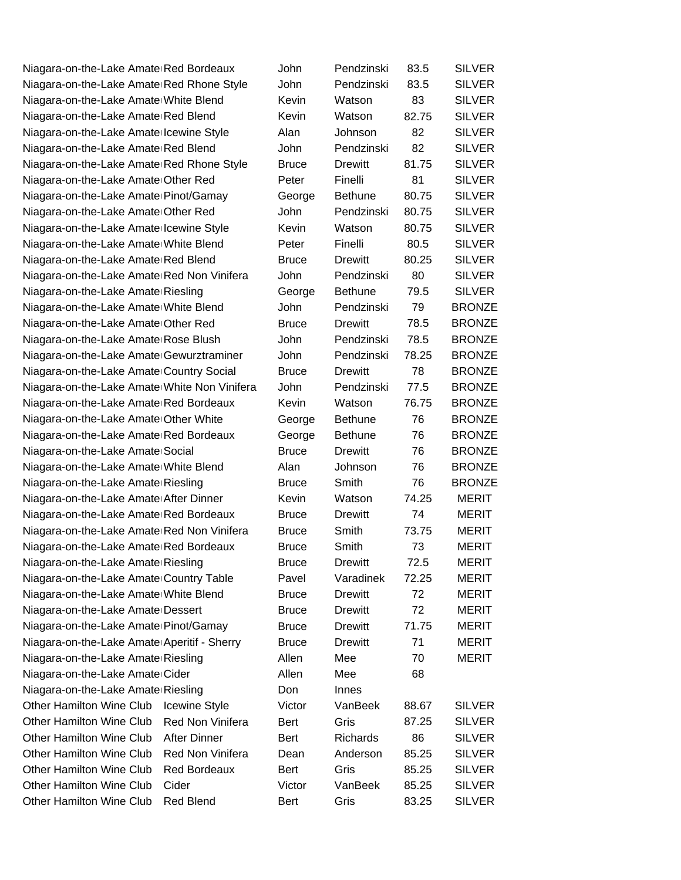| | | | | | |
|---|---|---|---|---|---|
| Niagara-on-the-Lake Amate | Red Bordeaux | John | Pendzinski | 83.5 | SILVER |
| Niagara-on-the-Lake Amate | Red Rhone Style | John | Pendzinski | 83.5 | SILVER |
| Niagara-on-the-Lake Amate | White Blend | Kevin | Watson | 83 | SILVER |
| Niagara-on-the-Lake Amate | Red Blend | Kevin | Watson | 82.75 | SILVER |
| Niagara-on-the-Lake Amate | Icewine Style | Alan | Johnson | 82 | SILVER |
| Niagara-on-the-Lake Amate | Red Blend | John | Pendzinski | 82 | SILVER |
| Niagara-on-the-Lake Amate | Red Rhone Style | Bruce | Drewitt | 81.75 | SILVER |
| Niagara-on-the-Lake Amate | Other Red | Peter | Finelli | 81 | SILVER |
| Niagara-on-the-Lake Amate | Pinot/Gamay | George | Bethune | 80.75 | SILVER |
| Niagara-on-the-Lake Amate | Other Red | John | Pendzinski | 80.75 | SILVER |
| Niagara-on-the-Lake Amate | Icewine Style | Kevin | Watson | 80.75 | SILVER |
| Niagara-on-the-Lake Amate | White Blend | Peter | Finelli | 80.5 | SILVER |
| Niagara-on-the-Lake Amate | Red Blend | Bruce | Drewitt | 80.25 | SILVER |
| Niagara-on-the-Lake Amate | Red Non Vinifera | John | Pendzinski | 80 | SILVER |
| Niagara-on-the-Lake Amate | Riesling | George | Bethune | 79.5 | SILVER |
| Niagara-on-the-Lake Amate | White Blend | John | Pendzinski | 79 | BRONZE |
| Niagara-on-the-Lake Amate | Other Red | Bruce | Drewitt | 78.5 | BRONZE |
| Niagara-on-the-Lake Amate | Rose Blush | John | Pendzinski | 78.5 | BRONZE |
| Niagara-on-the-Lake Amate | Gewurztraminer | John | Pendzinski | 78.25 | BRONZE |
| Niagara-on-the-Lake Amate | Country Social | Bruce | Drewitt | 78 | BRONZE |
| Niagara-on-the-Lake Amate | White Non Vinifera | John | Pendzinski | 77.5 | BRONZE |
| Niagara-on-the-Lake Amate | Red Bordeaux | Kevin | Watson | 76.75 | BRONZE |
| Niagara-on-the-Lake Amate | Other White | George | Bethune | 76 | BRONZE |
| Niagara-on-the-Lake Amate | Red Bordeaux | George | Bethune | 76 | BRONZE |
| Niagara-on-the-Lake Amate | Social | Bruce | Drewitt | 76 | BRONZE |
| Niagara-on-the-Lake Amate | White Blend | Alan | Johnson | 76 | BRONZE |
| Niagara-on-the-Lake Amate | Riesling | Bruce | Smith | 76 | BRONZE |
| Niagara-on-the-Lake Amate | After Dinner | Kevin | Watson | 74.25 | MERIT |
| Niagara-on-the-Lake Amate | Red Bordeaux | Bruce | Drewitt | 74 | MERIT |
| Niagara-on-the-Lake Amate | Red Non Vinifera | Bruce | Smith | 73.75 | MERIT |
| Niagara-on-the-Lake Amate | Red Bordeaux | Bruce | Smith | 73 | MERIT |
| Niagara-on-the-Lake Amate | Riesling | Bruce | Drewitt | 72.5 | MERIT |
| Niagara-on-the-Lake Amate | Country Table | Pavel | Varadinek | 72.25 | MERIT |
| Niagara-on-the-Lake Amate | White Blend | Bruce | Drewitt | 72 | MERIT |
| Niagara-on-the-Lake Amate | Dessert | Bruce | Drewitt | 72 | MERIT |
| Niagara-on-the-Lake Amate | Pinot/Gamay | Bruce | Drewitt | 71.75 | MERIT |
| Niagara-on-the-Lake Amate | Aperitif - Sherry | Bruce | Drewitt | 71 | MERIT |
| Niagara-on-the-Lake Amate | Riesling | Allen | Mee | 70 | MERIT |
| Niagara-on-the-Lake Amate | Cider | Allen | Mee | 68 | |
| Niagara-on-the-Lake Amate | Riesling | Don | Innes | | |
| Other Hamilton Wine Club | Icewine Style | Victor | VanBeek | 88.67 | SILVER |
| Other Hamilton Wine Club | Red Non Vinifera | Bert | Gris | 87.25 | SILVER |
| Other Hamilton Wine Club | After Dinner | Bert | Richards | 86 | SILVER |
| Other Hamilton Wine Club | Red Non Vinifera | Dean | Anderson | 85.25 | SILVER |
| Other Hamilton Wine Club | Red Bordeaux | Bert | Gris | 85.25 | SILVER |
| Other Hamilton Wine Club | Cider | Victor | VanBeek | 85.25 | SILVER |
| Other Hamilton Wine Club | Red Blend | Bert | Gris | 83.25 | SILVER |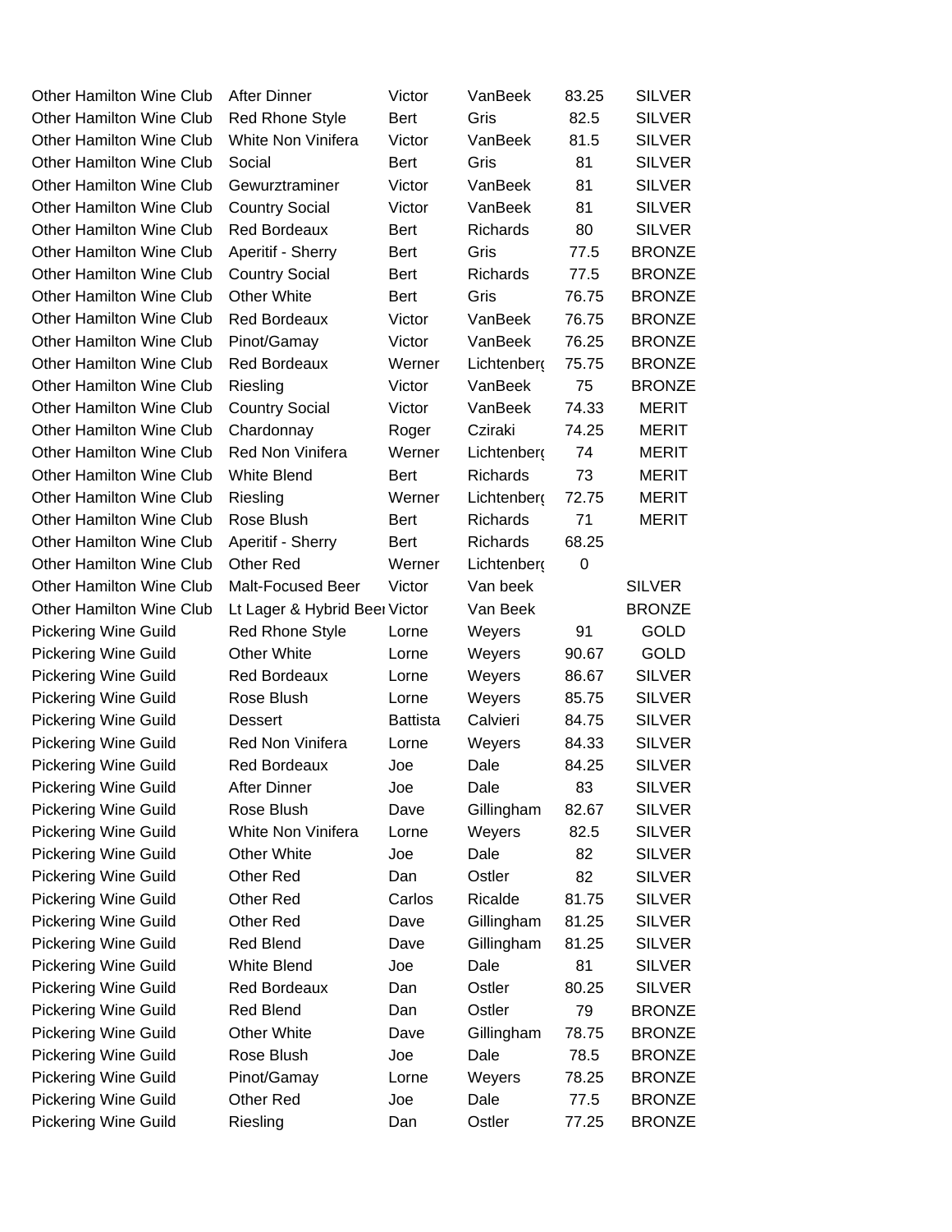| | | | | | |
|---|---|---|---|---|---|
| Other Hamilton Wine Club | After Dinner | Victor | VanBeek | 83.25 | SILVER |
| Other Hamilton Wine Club | Red Rhone Style | Bert | Gris | 82.5 | SILVER |
| Other Hamilton Wine Club | White Non Vinifera | Victor | VanBeek | 81.5 | SILVER |
| Other Hamilton Wine Club | Social | Bert | Gris | 81 | SILVER |
| Other Hamilton Wine Club | Gewurztraminer | Victor | VanBeek | 81 | SILVER |
| Other Hamilton Wine Club | Country Social | Victor | VanBeek | 81 | SILVER |
| Other Hamilton Wine Club | Red Bordeaux | Bert | Richards | 80 | SILVER |
| Other Hamilton Wine Club | Aperitif - Sherry | Bert | Gris | 77.5 | BRONZE |
| Other Hamilton Wine Club | Country Social | Bert | Richards | 77.5 | BRONZE |
| Other Hamilton Wine Club | Other White | Bert | Gris | 76.75 | BRONZE |
| Other Hamilton Wine Club | Red Bordeaux | Victor | VanBeek | 76.75 | BRONZE |
| Other Hamilton Wine Club | Pinot/Gamay | Victor | VanBeek | 76.25 | BRONZE |
| Other Hamilton Wine Club | Red Bordeaux | Werner | Lichtenberg | 75.75 | BRONZE |
| Other Hamilton Wine Club | Riesling | Victor | VanBeek | 75 | BRONZE |
| Other Hamilton Wine Club | Country Social | Victor | VanBeek | 74.33 | MERIT |
| Other Hamilton Wine Club | Chardonnay | Roger | Cziraki | 74.25 | MERIT |
| Other Hamilton Wine Club | Red Non Vinifera | Werner | Lichtenberg | 74 | MERIT |
| Other Hamilton Wine Club | White Blend | Bert | Richards | 73 | MERIT |
| Other Hamilton Wine Club | Riesling | Werner | Lichtenberg | 72.75 | MERIT |
| Other Hamilton Wine Club | Rose Blush | Bert | Richards | 71 | MERIT |
| Other Hamilton Wine Club | Aperitif - Sherry | Bert | Richards | 68.25 | |
| Other Hamilton Wine Club | Other Red | Werner | Lichtenberg | 0 | |
| Other Hamilton Wine Club | Malt-Focused Beer | Victor | Van beek | | SILVER |
| Other Hamilton Wine Club | Lt Lager & Hybrid Beer | Victor | Van Beek | | BRONZE |
| Pickering Wine Guild | Red Rhone Style | Lorne | Weyers | 91 | GOLD |
| Pickering Wine Guild | Other White | Lorne | Weyers | 90.67 | GOLD |
| Pickering Wine Guild | Red Bordeaux | Lorne | Weyers | 86.67 | SILVER |
| Pickering Wine Guild | Rose Blush | Lorne | Weyers | 85.75 | SILVER |
| Pickering Wine Guild | Dessert | Battista | Calvieri | 84.75 | SILVER |
| Pickering Wine Guild | Red Non Vinifera | Lorne | Weyers | 84.33 | SILVER |
| Pickering Wine Guild | Red Bordeaux | Joe | Dale | 84.25 | SILVER |
| Pickering Wine Guild | After Dinner | Joe | Dale | 83 | SILVER |
| Pickering Wine Guild | Rose Blush | Dave | Gillingham | 82.67 | SILVER |
| Pickering Wine Guild | White Non Vinifera | Lorne | Weyers | 82.5 | SILVER |
| Pickering Wine Guild | Other White | Joe | Dale | 82 | SILVER |
| Pickering Wine Guild | Other Red | Dan | Ostler | 82 | SILVER |
| Pickering Wine Guild | Other Red | Carlos | Ricalde | 81.75 | SILVER |
| Pickering Wine Guild | Other Red | Dave | Gillingham | 81.25 | SILVER |
| Pickering Wine Guild | Red Blend | Dave | Gillingham | 81.25 | SILVER |
| Pickering Wine Guild | White Blend | Joe | Dale | 81 | SILVER |
| Pickering Wine Guild | Red Bordeaux | Dan | Ostler | 80.25 | SILVER |
| Pickering Wine Guild | Red Blend | Dan | Ostler | 79 | BRONZE |
| Pickering Wine Guild | Other White | Dave | Gillingham | 78.75 | BRONZE |
| Pickering Wine Guild | Rose Blush | Joe | Dale | 78.5 | BRONZE |
| Pickering Wine Guild | Pinot/Gamay | Lorne | Weyers | 78.25 | BRONZE |
| Pickering Wine Guild | Other Red | Joe | Dale | 77.5 | BRONZE |
| Pickering Wine Guild | Riesling | Dan | Ostler | 77.25 | BRONZE |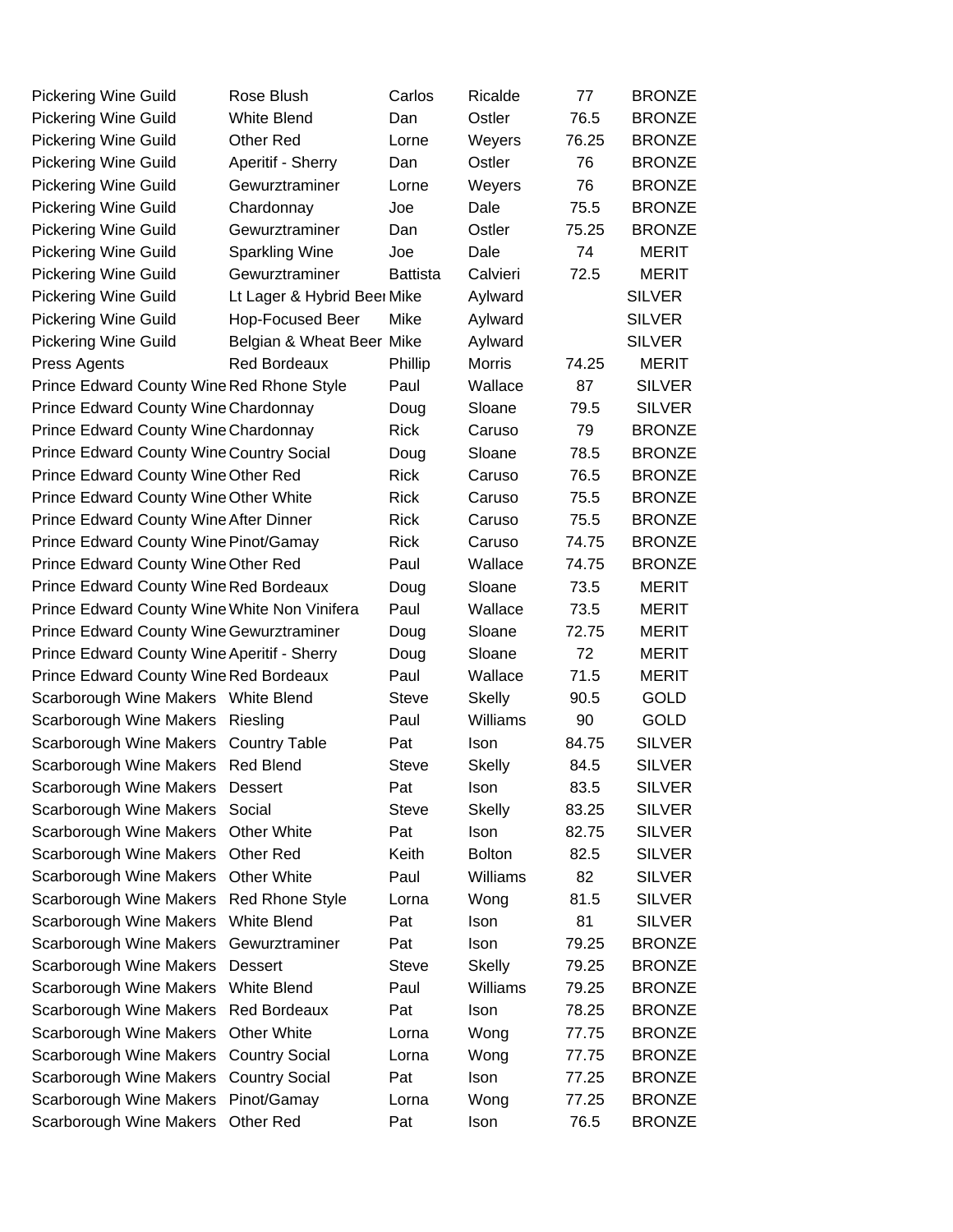| | | | | | |
|---|---|---|---|---|---|
| Pickering Wine Guild | Rose Blush | Carlos | Ricalde | 77 | BRONZE |
| Pickering Wine Guild | White Blend | Dan | Ostler | 76.5 | BRONZE |
| Pickering Wine Guild | Other Red | Lorne | Weyers | 76.25 | BRONZE |
| Pickering Wine Guild | Aperitif - Sherry | Dan | Ostler | 76 | BRONZE |
| Pickering Wine Guild | Gewurztraminer | Lorne | Weyers | 76 | BRONZE |
| Pickering Wine Guild | Chardonnay | Joe | Dale | 75.5 | BRONZE |
| Pickering Wine Guild | Gewurztraminer | Dan | Ostler | 75.25 | BRONZE |
| Pickering Wine Guild | Sparkling Wine | Joe | Dale | 74 | MERIT |
| Pickering Wine Guild | Gewurztraminer | Battista | Calvieri | 72.5 | MERIT |
| Pickering Wine Guild | Lt Lager & Hybrid Beer | Mike | Aylward | | SILVER |
| Pickering Wine Guild | Hop-Focused Beer | Mike | Aylward | | SILVER |
| Pickering Wine Guild | Belgian & Wheat Beer | Mike | Aylward | | SILVER |
| Press Agents | Red Bordeaux | Phillip | Morris | 74.25 | MERIT |
| Prince Edward County Wine | Red Rhone Style | Paul | Wallace | 87 | SILVER |
| Prince Edward County Wine | Chardonnay | Doug | Sloane | 79.5 | SILVER |
| Prince Edward County Wine | Chardonnay | Rick | Caruso | 79 | BRONZE |
| Prince Edward County Wine | Country Social | Doug | Sloane | 78.5 | BRONZE |
| Prince Edward County Wine | Other Red | Rick | Caruso | 76.5 | BRONZE |
| Prince Edward County Wine | Other White | Rick | Caruso | 75.5 | BRONZE |
| Prince Edward County Wine | After Dinner | Rick | Caruso | 75.5 | BRONZE |
| Prince Edward County Wine | Pinot/Gamay | Rick | Caruso | 74.75 | BRONZE |
| Prince Edward County Wine | Other Red | Paul | Wallace | 74.75 | BRONZE |
| Prince Edward County Wine | Red Bordeaux | Doug | Sloane | 73.5 | MERIT |
| Prince Edward County Wine | White Non Vinifera | Paul | Wallace | 73.5 | MERIT |
| Prince Edward County Wine | Gewurztraminer | Doug | Sloane | 72.75 | MERIT |
| Prince Edward County Wine | Aperitif - Sherry | Doug | Sloane | 72 | MERIT |
| Prince Edward County Wine | Red Bordeaux | Paul | Wallace | 71.5 | MERIT |
| Scarborough Wine Makers | White Blend | Steve | Skelly | 90.5 | GOLD |
| Scarborough Wine Makers | Riesling | Paul | Williams | 90 | GOLD |
| Scarborough Wine Makers | Country Table | Pat | Ison | 84.75 | SILVER |
| Scarborough Wine Makers | Red Blend | Steve | Skelly | 84.5 | SILVER |
| Scarborough Wine Makers | Dessert | Pat | Ison | 83.5 | SILVER |
| Scarborough Wine Makers | Social | Steve | Skelly | 83.25 | SILVER |
| Scarborough Wine Makers | Other White | Pat | Ison | 82.75 | SILVER |
| Scarborough Wine Makers | Other Red | Keith | Bolton | 82.5 | SILVER |
| Scarborough Wine Makers | Other White | Paul | Williams | 82 | SILVER |
| Scarborough Wine Makers | Red Rhone Style | Lorna | Wong | 81.5 | SILVER |
| Scarborough Wine Makers | White Blend | Pat | Ison | 81 | SILVER |
| Scarborough Wine Makers | Gewurztraminer | Pat | Ison | 79.25 | BRONZE |
| Scarborough Wine Makers | Dessert | Steve | Skelly | 79.25 | BRONZE |
| Scarborough Wine Makers | White Blend | Paul | Williams | 79.25 | BRONZE |
| Scarborough Wine Makers | Red Bordeaux | Pat | Ison | 78.25 | BRONZE |
| Scarborough Wine Makers | Other White | Lorna | Wong | 77.75 | BRONZE |
| Scarborough Wine Makers | Country Social | Lorna | Wong | 77.75 | BRONZE |
| Scarborough Wine Makers | Country Social | Pat | Ison | 77.25 | BRONZE |
| Scarborough Wine Makers | Pinot/Gamay | Lorna | Wong | 77.25 | BRONZE |
| Scarborough Wine Makers | Other Red | Pat | Ison | 76.5 | BRONZE |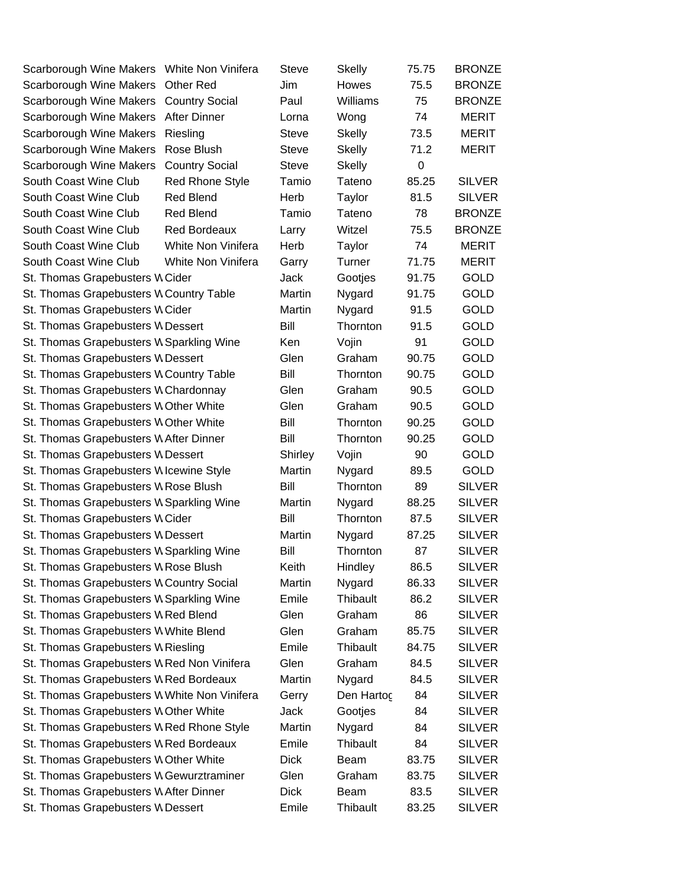| | | | | | |
|---|---|---|---|---|---|
| Scarborough Wine Makers | White Non Vinifera | Steve | Skelly | 75.75 | BRONZE |
| Scarborough Wine Makers | Other Red | Jim | Howes | 75.5 | BRONZE |
| Scarborough Wine Makers | Country Social | Paul | Williams | 75 | BRONZE |
| Scarborough Wine Makers | After Dinner | Lorna | Wong | 74 | MERIT |
| Scarborough Wine Makers | Riesling | Steve | Skelly | 73.5 | MERIT |
| Scarborough Wine Makers | Rose Blush | Steve | Skelly | 71.2 | MERIT |
| Scarborough Wine Makers | Country Social | Steve | Skelly | 0 | |
| South Coast Wine Club | Red Rhone Style | Tamio | Tateno | 85.25 | SILVER |
| South Coast Wine Club | Red Blend | Herb | Taylor | 81.5 | SILVER |
| South Coast Wine Club | Red Blend | Tamio | Tateno | 78 | BRONZE |
| South Coast Wine Club | Red Bordeaux | Larry | Witzel | 75.5 | BRONZE |
| South Coast Wine Club | White Non Vinifera | Herb | Taylor | 74 | MERIT |
| South Coast Wine Club | White Non Vinifera | Garry | Turner | 71.75 | MERIT |
| St. Thomas Grapebusters W | Cider | Jack | Gootjes | 91.75 | GOLD |
| St. Thomas Grapebusters W | Country Table | Martin | Nygard | 91.75 | GOLD |
| St. Thomas Grapebusters W | Cider | Martin | Nygard | 91.5 | GOLD |
| St. Thomas Grapebusters W | Dessert | Bill | Thornton | 91.5 | GOLD |
| St. Thomas Grapebusters W | Sparkling Wine | Ken | Vojin | 91 | GOLD |
| St. Thomas Grapebusters W | Dessert | Glen | Graham | 90.75 | GOLD |
| St. Thomas Grapebusters W | Country Table | Bill | Thornton | 90.75 | GOLD |
| St. Thomas Grapebusters W | Chardonnay | Glen | Graham | 90.5 | GOLD |
| St. Thomas Grapebusters W | Other White | Glen | Graham | 90.5 | GOLD |
| St. Thomas Grapebusters W | Other White | Bill | Thornton | 90.25 | GOLD |
| St. Thomas Grapebusters W | After Dinner | Bill | Thornton | 90.25 | GOLD |
| St. Thomas Grapebusters W | Dessert | Shirley | Vojin | 90 | GOLD |
| St. Thomas Grapebusters W | Icewine Style | Martin | Nygard | 89.5 | GOLD |
| St. Thomas Grapebusters W | Rose Blush | Bill | Thornton | 89 | SILVER |
| St. Thomas Grapebusters W | Sparkling Wine | Martin | Nygard | 88.25 | SILVER |
| St. Thomas Grapebusters W | Cider | Bill | Thornton | 87.5 | SILVER |
| St. Thomas Grapebusters W | Dessert | Martin | Nygard | 87.25 | SILVER |
| St. Thomas Grapebusters W | Sparkling Wine | Bill | Thornton | 87 | SILVER |
| St. Thomas Grapebusters W | Rose Blush | Keith | Hindley | 86.5 | SILVER |
| St. Thomas Grapebusters W | Country Social | Martin | Nygard | 86.33 | SILVER |
| St. Thomas Grapebusters W | Sparkling Wine | Emile | Thibault | 86.2 | SILVER |
| St. Thomas Grapebusters W | Red Blend | Glen | Graham | 86 | SILVER |
| St. Thomas Grapebusters W | White Blend | Glen | Graham | 85.75 | SILVER |
| St. Thomas Grapebusters W | Riesling | Emile | Thibault | 84.75 | SILVER |
| St. Thomas Grapebusters W | Red Non Vinifera | Glen | Graham | 84.5 | SILVER |
| St. Thomas Grapebusters W | Red Bordeaux | Martin | Nygard | 84.5 | SILVER |
| St. Thomas Grapebusters W | White Non Vinifera | Gerry | Den Hartog | 84 | SILVER |
| St. Thomas Grapebusters W | Other White | Jack | Gootjes | 84 | SILVER |
| St. Thomas Grapebusters W | Red Rhone Style | Martin | Nygard | 84 | SILVER |
| St. Thomas Grapebusters W | Red Bordeaux | Emile | Thibault | 84 | SILVER |
| St. Thomas Grapebusters W | Other White | Dick | Beam | 83.75 | SILVER |
| St. Thomas Grapebusters W | Gewurztraminer | Glen | Graham | 83.75 | SILVER |
| St. Thomas Grapebusters W | After Dinner | Dick | Beam | 83.5 | SILVER |
| St. Thomas Grapebusters W | Dessert | Emile | Thibault | 83.25 | SILVER |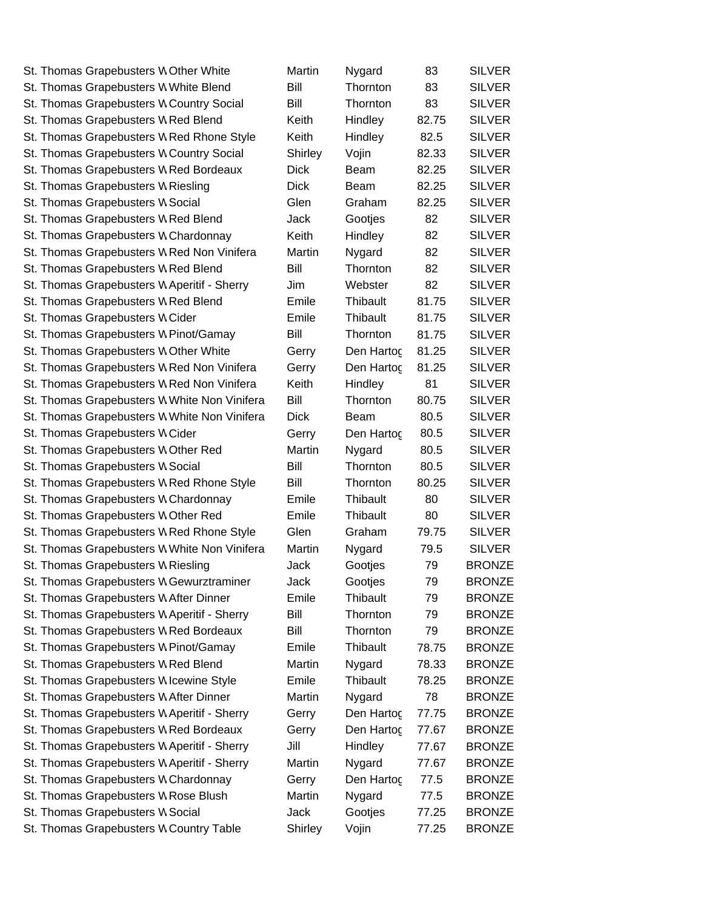| | | | | | |
|---|---|---|---|---|---|
| St. Thomas Grapebusters W | Other White | Martin | Nygard | 83 | SILVER |
| St. Thomas Grapebusters W | White Blend | Bill | Thornton | 83 | SILVER |
| St. Thomas Grapebusters W | Country Social | Bill | Thornton | 83 | SILVER |
| St. Thomas Grapebusters W | Red Blend | Keith | Hindley | 82.75 | SILVER |
| St. Thomas Grapebusters W | Red Rhone Style | Keith | Hindley | 82.5 | SILVER |
| St. Thomas Grapebusters W | Country Social | Shirley | Vojin | 82.33 | SILVER |
| St. Thomas Grapebusters W | Red Bordeaux | Dick | Beam | 82.25 | SILVER |
| St. Thomas Grapebusters W | Riesling | Dick | Beam | 82.25 | SILVER |
| St. Thomas Grapebusters W | Social | Glen | Graham | 82.25 | SILVER |
| St. Thomas Grapebusters W | Red Blend | Jack | Gootjes | 82 | SILVER |
| St. Thomas Grapebusters W | Chardonnay | Keith | Hindley | 82 | SILVER |
| St. Thomas Grapebusters W | Red Non Vinifera | Martin | Nygard | 82 | SILVER |
| St. Thomas Grapebusters W | Red Blend | Bill | Thornton | 82 | SILVER |
| St. Thomas Grapebusters W | Aperitif - Sherry | Jim | Webster | 82 | SILVER |
| St. Thomas Grapebusters W | Red Blend | Emile | Thibault | 81.75 | SILVER |
| St. Thomas Grapebusters W | Cider | Emile | Thibault | 81.75 | SILVER |
| St. Thomas Grapebusters W | Pinot/Gamay | Bill | Thornton | 81.75 | SILVER |
| St. Thomas Grapebusters W | Other White | Gerry | Den Hartog | 81.25 | SILVER |
| St. Thomas Grapebusters W | Red Non Vinifera | Gerry | Den Hartog | 81.25 | SILVER |
| St. Thomas Grapebusters W | Red Non Vinifera | Keith | Hindley | 81 | SILVER |
| St. Thomas Grapebusters W | White Non Vinifera | Bill | Thornton | 80.75 | SILVER |
| St. Thomas Grapebusters W | White Non Vinifera | Dick | Beam | 80.5 | SILVER |
| St. Thomas Grapebusters W | Cider | Gerry | Den Hartog | 80.5 | SILVER |
| St. Thomas Grapebusters W | Other Red | Martin | Nygard | 80.5 | SILVER |
| St. Thomas Grapebusters W | Social | Bill | Thornton | 80.5 | SILVER |
| St. Thomas Grapebusters W | Red Rhone Style | Bill | Thornton | 80.25 | SILVER |
| St. Thomas Grapebusters W | Chardonnay | Emile | Thibault | 80 | SILVER |
| St. Thomas Grapebusters W | Other Red | Emile | Thibault | 80 | SILVER |
| St. Thomas Grapebusters W | Red Rhone Style | Glen | Graham | 79.75 | SILVER |
| St. Thomas Grapebusters W | White Non Vinifera | Martin | Nygard | 79.5 | SILVER |
| St. Thomas Grapebusters W | Riesling | Jack | Gootjes | 79 | BRONZE |
| St. Thomas Grapebusters W | Gewurztraminer | Jack | Gootjes | 79 | BRONZE |
| St. Thomas Grapebusters W | After Dinner | Emile | Thibault | 79 | BRONZE |
| St. Thomas Grapebusters W | Aperitif - Sherry | Bill | Thornton | 79 | BRONZE |
| St. Thomas Grapebusters W | Red Bordeaux | Bill | Thornton | 79 | BRONZE |
| St. Thomas Grapebusters W | Pinot/Gamay | Emile | Thibault | 78.75 | BRONZE |
| St. Thomas Grapebusters W | Red Blend | Martin | Nygard | 78.33 | BRONZE |
| St. Thomas Grapebusters W | Icewine Style | Emile | Thibault | 78.25 | BRONZE |
| St. Thomas Grapebusters W | After Dinner | Martin | Nygard | 78 | BRONZE |
| St. Thomas Grapebusters W | Aperitif - Sherry | Gerry | Den Hartog | 77.75 | BRONZE |
| St. Thomas Grapebusters W | Red Bordeaux | Gerry | Den Hartog | 77.67 | BRONZE |
| St. Thomas Grapebusters W | Aperitif - Sherry | Jill | Hindley | 77.67 | BRONZE |
| St. Thomas Grapebusters W | Aperitif - Sherry | Martin | Nygard | 77.67 | BRONZE |
| St. Thomas Grapebusters W | Chardonnay | Gerry | Den Hartog | 77.5 | BRONZE |
| St. Thomas Grapebusters W | Rose Blush | Martin | Nygard | 77.5 | BRONZE |
| St. Thomas Grapebusters W | Social | Jack | Gootjes | 77.25 | BRONZE |
| St. Thomas Grapebusters W | Country Table | Shirley | Vojin | 77.25 | BRONZE |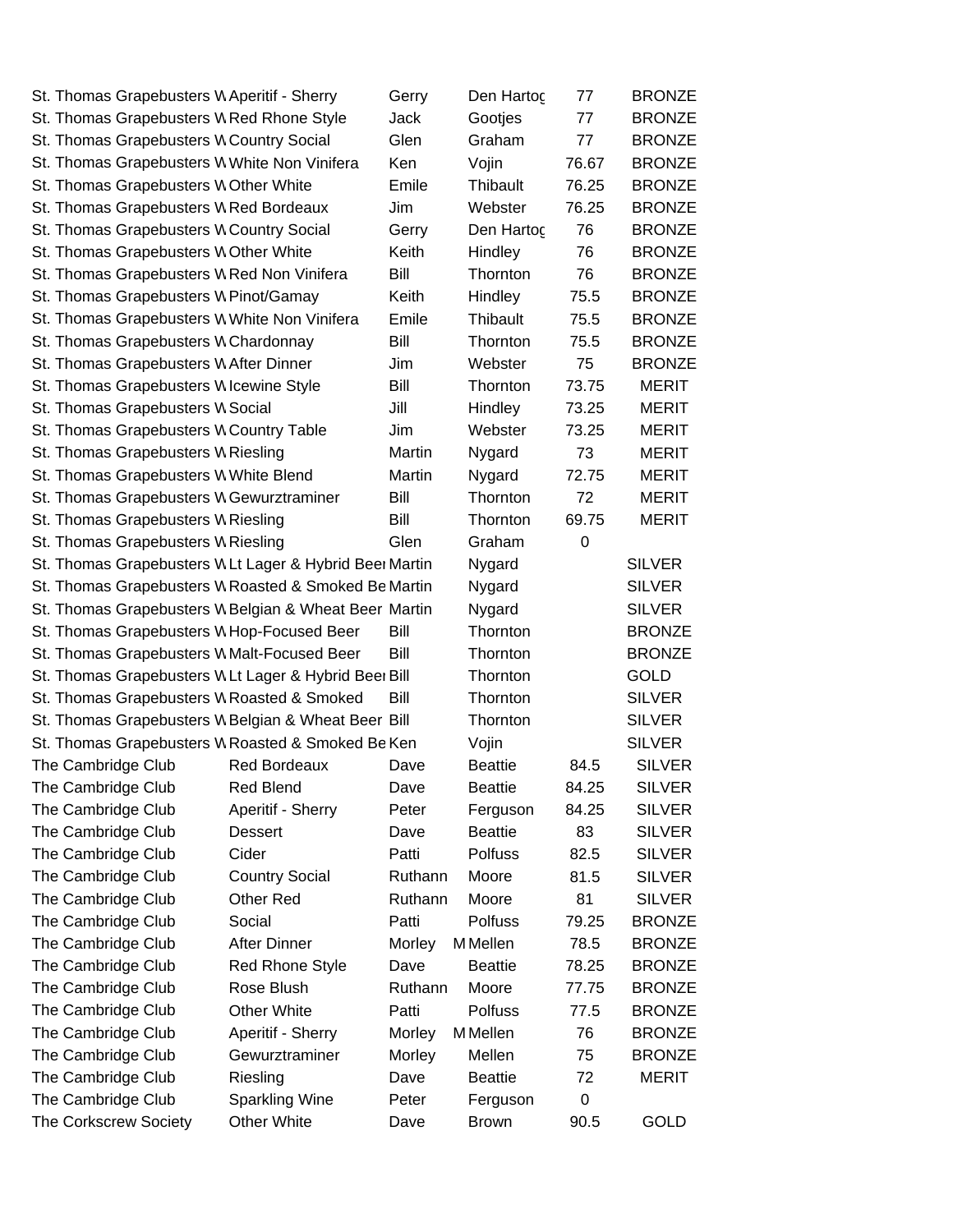| | | | | | |
|---|---|---|---|---|---|
| St. Thomas Grapebusters W | Aperitif - Sherry | Gerry | Den Hartog | 77 | BRONZE |
| St. Thomas Grapebusters W | Red Rhone Style | Jack | Gootjes | 77 | BRONZE |
| St. Thomas Grapebusters W | Country Social | Glen | Graham | 77 | BRONZE |
| St. Thomas Grapebusters W | White Non Vinifera | Ken | Vojin | 76.67 | BRONZE |
| St. Thomas Grapebusters W | Other White | Emile | Thibault | 76.25 | BRONZE |
| St. Thomas Grapebusters W | Red Bordeaux | Jim | Webster | 76.25 | BRONZE |
| St. Thomas Grapebusters W | Country Social | Gerry | Den Hartog | 76 | BRONZE |
| St. Thomas Grapebusters W | Other White | Keith | Hindley | 76 | BRONZE |
| St. Thomas Grapebusters W | Red Non Vinifera | Bill | Thornton | 76 | BRONZE |
| St. Thomas Grapebusters W | Pinot/Gamay | Keith | Hindley | 75.5 | BRONZE |
| St. Thomas Grapebusters W | White Non Vinifera | Emile | Thibault | 75.5 | BRONZE |
| St. Thomas Grapebusters W | Chardonnay | Bill | Thornton | 75.5 | BRONZE |
| St. Thomas Grapebusters W | After Dinner | Jim | Webster | 75 | BRONZE |
| St. Thomas Grapebusters W | Icewine Style | Bill | Thornton | 73.75 | MERIT |
| St. Thomas Grapebusters W | Social | Jill | Hindley | 73.25 | MERIT |
| St. Thomas Grapebusters W | Country Table | Jim | Webster | 73.25 | MERIT |
| St. Thomas Grapebusters W | Riesling | Martin | Nygard | 73 | MERIT |
| St. Thomas Grapebusters W | White Blend | Martin | Nygard | 72.75 | MERIT |
| St. Thomas Grapebusters W | Gewurztraminer | Bill | Thornton | 72 | MERIT |
| St. Thomas Grapebusters W | Riesling | Bill | Thornton | 69.75 | MERIT |
| St. Thomas Grapebusters W | Riesling | Glen | Graham | 0 | |
| St. Thomas Grapebusters W | Lt Lager & Hybrid Beer | Martin | Nygard | | SILVER |
| St. Thomas Grapebusters W | Roasted & Smoked Be | Martin | Nygard | | SILVER |
| St. Thomas Grapebusters W | Belgian & Wheat Beer | Martin | Nygard | | SILVER |
| St. Thomas Grapebusters W | Hop-Focused Beer | Bill | Thornton | | BRONZE |
| St. Thomas Grapebusters W | Malt-Focused Beer | Bill | Thornton | | BRONZE |
| St. Thomas Grapebusters W | Lt Lager & Hybrid Beer | Bill | Thornton | | GOLD |
| St. Thomas Grapebusters W | Roasted & Smoked | Bill | Thornton | | SILVER |
| St. Thomas Grapebusters W | Belgian & Wheat Beer | Bill | Thornton | | SILVER |
| St. Thomas Grapebusters W | Roasted & Smoked Be | Ken | Vojin | | SILVER |
| The Cambridge Club | Red Bordeaux | Dave | Beattie | 84.5 | SILVER |
| The Cambridge Club | Red Blend | Dave | Beattie | 84.25 | SILVER |
| The Cambridge Club | Aperitif - Sherry | Peter | Ferguson | 84.25 | SILVER |
| The Cambridge Club | Dessert | Dave | Beattie | 83 | SILVER |
| The Cambridge Club | Cider | Patti | Polfuss | 82.5 | SILVER |
| The Cambridge Club | Country Social | Ruthann | Moore | 81.5 | SILVER |
| The Cambridge Club | Other Red | Ruthann | Moore | 81 | SILVER |
| The Cambridge Club | Social | Patti | Polfuss | 79.25 | BRONZE |
| The Cambridge Club | After Dinner | Morley | M Mellen | 78.5 | BRONZE |
| The Cambridge Club | Red Rhone Style | Dave | Beattie | 78.25 | BRONZE |
| The Cambridge Club | Rose Blush | Ruthann | Moore | 77.75 | BRONZE |
| The Cambridge Club | Other White | Patti | Polfuss | 77.5 | BRONZE |
| The Cambridge Club | Aperitif - Sherry | Morley | M Mellen | 76 | BRONZE |
| The Cambridge Club | Gewurztraminer | Morley | Mellen | 75 | BRONZE |
| The Cambridge Club | Riesling | Dave | Beattie | 72 | MERIT |
| The Cambridge Club | Sparkling Wine | Peter | Ferguson | 0 | |
| The Corkscrew Society | Other White | Dave | Brown | 90.5 | GOLD |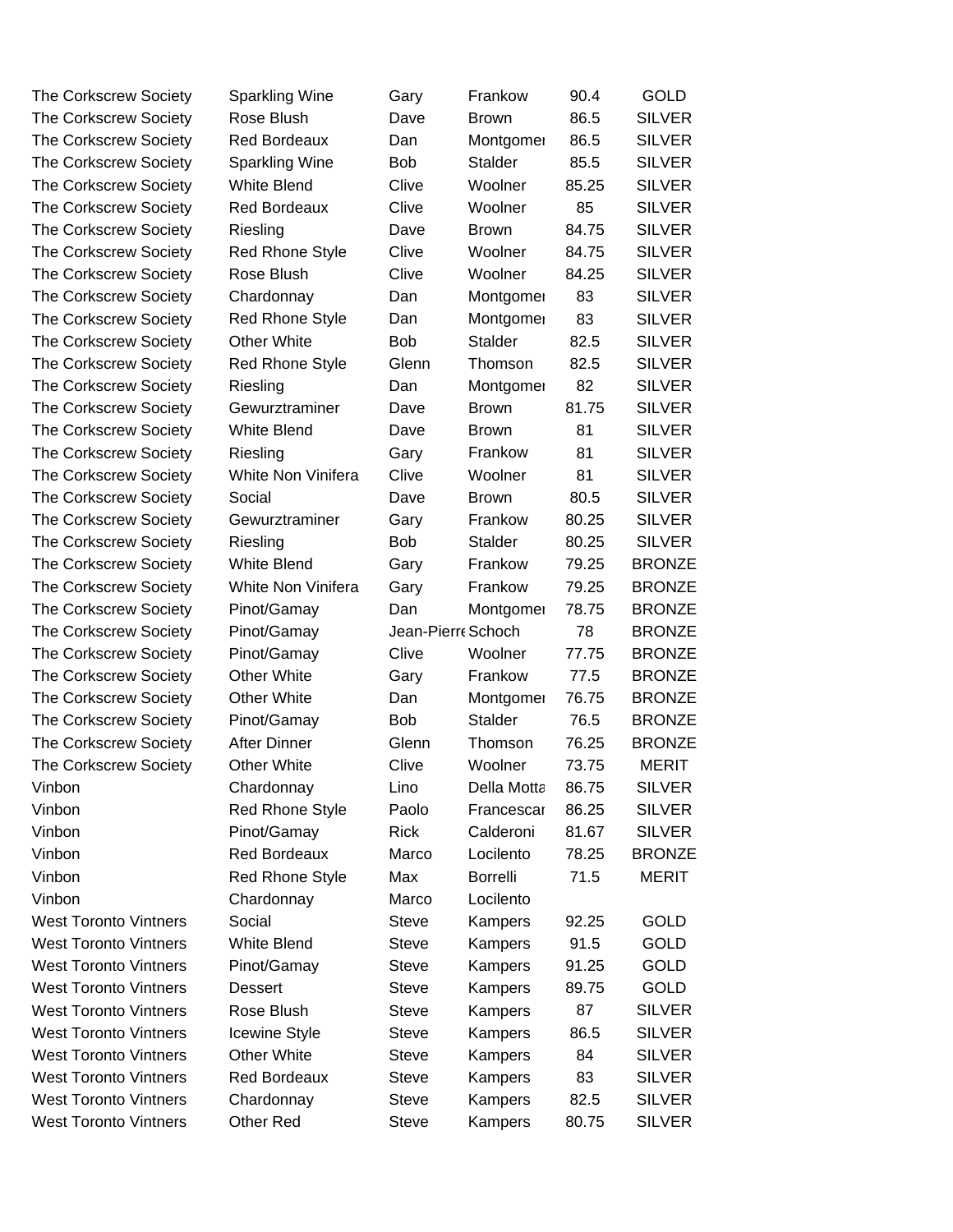| | | | | | |
|---|---|---|---|---|---|
| The Corkscrew Society | Sparkling Wine | Gary | Frankow | 90.4 | GOLD |
| The Corkscrew Society | Rose Blush | Dave | Brown | 86.5 | SILVER |
| The Corkscrew Society | Red Bordeaux | Dan | Montgomer | 86.5 | SILVER |
| The Corkscrew Society | Sparkling Wine | Bob | Stalder | 85.5 | SILVER |
| The Corkscrew Society | White Blend | Clive | Woolner | 85.25 | SILVER |
| The Corkscrew Society | Red Bordeaux | Clive | Woolner | 85 | SILVER |
| The Corkscrew Society | Riesling | Dave | Brown | 84.75 | SILVER |
| The Corkscrew Society | Red Rhone Style | Clive | Woolner | 84.75 | SILVER |
| The Corkscrew Society | Rose Blush | Clive | Woolner | 84.25 | SILVER |
| The Corkscrew Society | Chardonnay | Dan | Montgomer | 83 | SILVER |
| The Corkscrew Society | Red Rhone Style | Dan | Montgomer | 83 | SILVER |
| The Corkscrew Society | Other White | Bob | Stalder | 82.5 | SILVER |
| The Corkscrew Society | Red Rhone Style | Glenn | Thomson | 82.5 | SILVER |
| The Corkscrew Society | Riesling | Dan | Montgomer | 82 | SILVER |
| The Corkscrew Society | Gewurztraminer | Dave | Brown | 81.75 | SILVER |
| The Corkscrew Society | White Blend | Dave | Brown | 81 | SILVER |
| The Corkscrew Society | Riesling | Gary | Frankow | 81 | SILVER |
| The Corkscrew Society | White Non Vinifera | Clive | Woolner | 81 | SILVER |
| The Corkscrew Society | Social | Dave | Brown | 80.5 | SILVER |
| The Corkscrew Society | Gewurztraminer | Gary | Frankow | 80.25 | SILVER |
| The Corkscrew Society | Riesling | Bob | Stalder | 80.25 | SILVER |
| The Corkscrew Society | White Blend | Gary | Frankow | 79.25 | BRONZE |
| The Corkscrew Society | White Non Vinifera | Gary | Frankow | 79.25 | BRONZE |
| The Corkscrew Society | Pinot/Gamay | Dan | Montgomer | 78.75 | BRONZE |
| The Corkscrew Society | Pinot/Gamay | Jean-Pierre | Schoch | 78 | BRONZE |
| The Corkscrew Society | Pinot/Gamay | Clive | Woolner | 77.75 | BRONZE |
| The Corkscrew Society | Other White | Gary | Frankow | 77.5 | BRONZE |
| The Corkscrew Society | Other White | Dan | Montgomer | 76.75 | BRONZE |
| The Corkscrew Society | Pinot/Gamay | Bob | Stalder | 76.5 | BRONZE |
| The Corkscrew Society | After Dinner | Glenn | Thomson | 76.25 | BRONZE |
| The Corkscrew Society | Other White | Clive | Woolner | 73.75 | MERIT |
| Vinbon | Chardonnay | Lino | Della Motta | 86.75 | SILVER |
| Vinbon | Red Rhone Style | Paolo | Francescar | 86.25 | SILVER |
| Vinbon | Pinot/Gamay | Rick | Calderoni | 81.67 | SILVER |
| Vinbon | Red Bordeaux | Marco | Locilento | 78.25 | BRONZE |
| Vinbon | Red Rhone Style | Max | Borrelli | 71.5 | MERIT |
| Vinbon | Chardonnay | Marco | Locilento | | |
| West Toronto Vintners | Social | Steve | Kampers | 92.25 | GOLD |
| West Toronto Vintners | White Blend | Steve | Kampers | 91.5 | GOLD |
| West Toronto Vintners | Pinot/Gamay | Steve | Kampers | 91.25 | GOLD |
| West Toronto Vintners | Dessert | Steve | Kampers | 89.75 | GOLD |
| West Toronto Vintners | Rose Blush | Steve | Kampers | 87 | SILVER |
| West Toronto Vintners | Icewine Style | Steve | Kampers | 86.5 | SILVER |
| West Toronto Vintners | Other White | Steve | Kampers | 84 | SILVER |
| West Toronto Vintners | Red Bordeaux | Steve | Kampers | 83 | SILVER |
| West Toronto Vintners | Chardonnay | Steve | Kampers | 82.5 | SILVER |
| West Toronto Vintners | Other Red | Steve | Kampers | 80.75 | SILVER |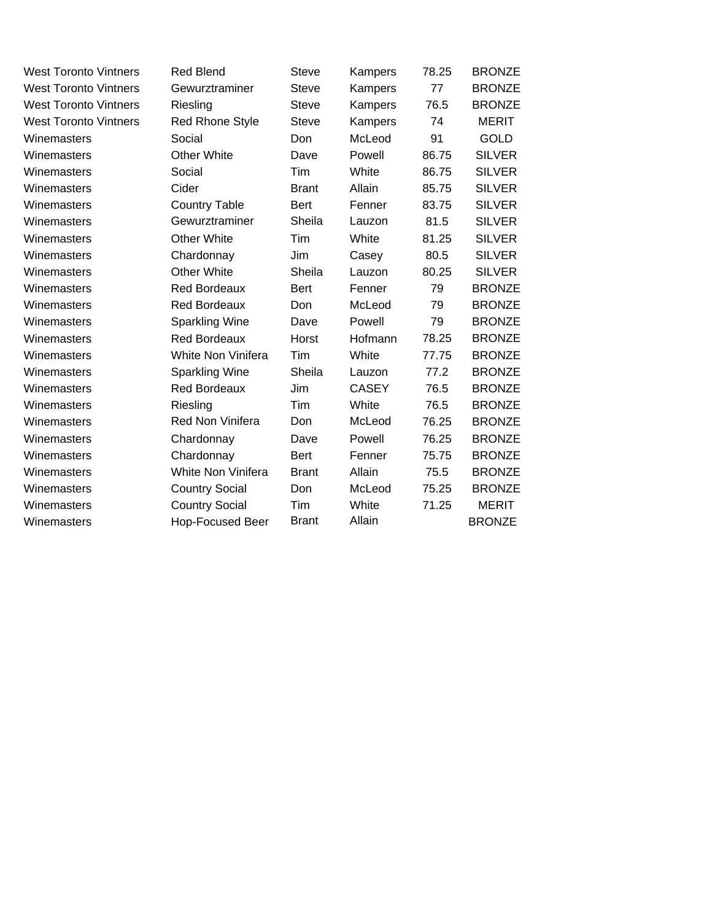| | | | | | |
|---|---|---|---|---|---|
| West Toronto Vintners | Red Blend | Steve | Kampers | 78.25 | BRONZE |
| West Toronto Vintners | Gewurztraminer | Steve | Kampers | 77 | BRONZE |
| West Toronto Vintners | Riesling | Steve | Kampers | 76.5 | BRONZE |
| West Toronto Vintners | Red Rhone Style | Steve | Kampers | 74 | MERIT |
| Winemasters | Social | Don | McLeod | 91 | GOLD |
| Winemasters | Other White | Dave | Powell | 86.75 | SILVER |
| Winemasters | Social | Tim | White | 86.75 | SILVER |
| Winemasters | Cider | Brant | Allain | 85.75 | SILVER |
| Winemasters | Country Table | Bert | Fenner | 83.75 | SILVER |
| Winemasters | Gewurztraminer | Sheila | Lauzon | 81.5 | SILVER |
| Winemasters | Other White | Tim | White | 81.25 | SILVER |
| Winemasters | Chardonnay | Jim | Casey | 80.5 | SILVER |
| Winemasters | Other White | Sheila | Lauzon | 80.25 | SILVER |
| Winemasters | Red Bordeaux | Bert | Fenner | 79 | BRONZE |
| Winemasters | Red Bordeaux | Don | McLeod | 79 | BRONZE |
| Winemasters | Sparkling Wine | Dave | Powell | 79 | BRONZE |
| Winemasters | Red Bordeaux | Horst | Hofmann | 78.25 | BRONZE |
| Winemasters | White Non Vinifera | Tim | White | 77.75 | BRONZE |
| Winemasters | Sparkling Wine | Sheila | Lauzon | 77.2 | BRONZE |
| Winemasters | Red Bordeaux | Jim | CASEY | 76.5 | BRONZE |
| Winemasters | Riesling | Tim | White | 76.5 | BRONZE |
| Winemasters | Red Non Vinifera | Don | McLeod | 76.25 | BRONZE |
| Winemasters | Chardonnay | Dave | Powell | 76.25 | BRONZE |
| Winemasters | Chardonnay | Bert | Fenner | 75.75 | BRONZE |
| Winemasters | White Non Vinifera | Brant | Allain | 75.5 | BRONZE |
| Winemasters | Country Social | Don | McLeod | 75.25 | BRONZE |
| Winemasters | Country Social | Tim | White | 71.25 | MERIT |
| Winemasters | Hop-Focused Beer | Brant | Allain | | BRONZE |